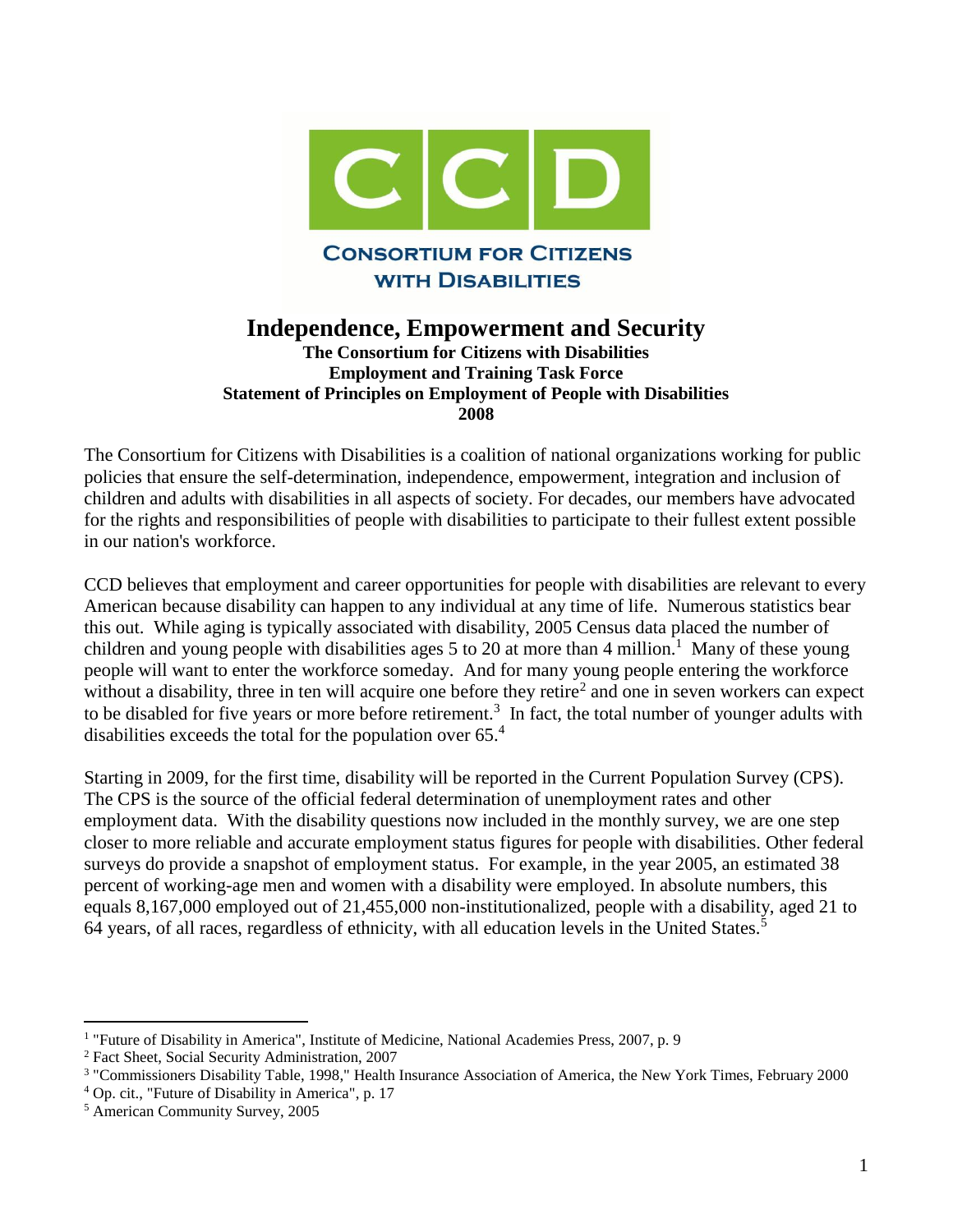CCD

CONSORTIUM FOR CITIZENS WITH DISABILITIES

# Independence, Empowerment and Security

**The Consortium for Citizens with Disabilities**
**Employment and Training Task Force**
**Statement of Principles on Employment of People with Disabilities**
**2008**

The Consortium for Citizens with Disabilities is a coalition of national organizations working for public policies that ensure the self-determination, independence, empowerment, integration and inclusion of children and adults with disabilities in all aspects of society. For decades, our members have advocated for the rights and responsibilities of people with disabilities to participate to their fullest extent possible in our nation's workforce.

CCD believes that employment and career opportunities for people with disabilities are relevant to every American because disability can happen to any individual at any time of life. Numerous statistics bear this out. While aging is typically associated with disability, 2005 Census data placed the number of children and young people with disabilities ages 5 to 20 at more than 4 million.[1] Many of these young people will want to enter the workforce someday. And for many young people entering the workforce without a disability, three in ten will acquire one before they retire[2] and one in seven workers can expect to be disabled for five years or more before retirement.[3] In fact, the total number of younger adults with disabilities exceeds the total for the population over 65.[4]

Starting in 2009, for the first time, disability will be reported in the Current Population Survey (CPS). The CPS is the source of the official federal determination of unemployment rates and other employment data. With the disability questions now included in the monthly survey, we are one step closer to more reliable and accurate employment status figures for people with disabilities. Other federal surveys do provide a snapshot of employment status. For example, in the year 2005, an estimated 38 percent of working-age men and women with a disability were employed. In absolute numbers, this equals 8,167,000 employed out of 21,455,000 non-institutionalized, people with a disability, aged 21 to 64 years, of all races, regardless of ethnicity, with all education levels in the United States.[5]

---

[1] "Future of Disability in America", Institute of Medicine, National Academies Press, 2007, p. 9
[2] Fact Sheet, Social Security Administration, 2007
[3] "Commissioners Disability Table, 1998," Health Insurance Association of America, the New York Times, February 2000
[4] Op. cit., "Future of Disability in America", p. 17
[5] American Community Survey, 2005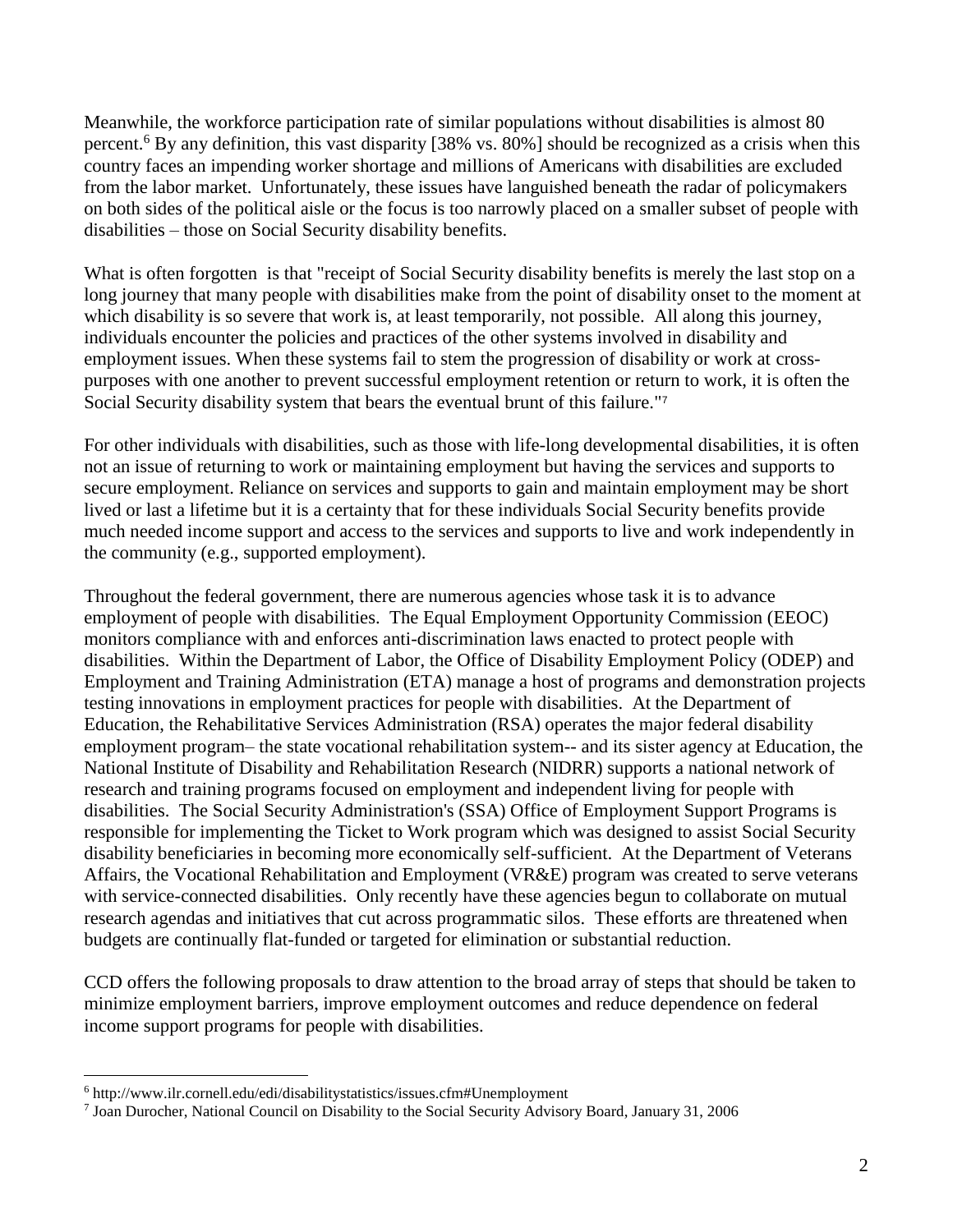Meanwhile, the workforce participation rate of similar populations without disabilities is almost 80 percent.[6] By any definition, this vast disparity [38% vs. 80%] should be recognized as a crisis when this country faces an impending worker shortage and millions of Americans with disabilities are excluded from the labor market. Unfortunately, these issues have languished beneath the radar of policymakers on both sides of the political aisle or the focus is too narrowly placed on a smaller subset of people with disabilities – those on Social Security disability benefits.

What is often forgotten is that "receipt of Social Security disability benefits is merely the last stop on a long journey that many people with disabilities make from the point of disability onset to the moment at which disability is so severe that work is, at least temporarily, not possible. All along this journey, individuals encounter the policies and practices of the other systems involved in disability and employment issues. When these systems fail to stem the progression of disability or work at cross-purposes with one another to prevent successful employment retention or return to work, it is often the Social Security disability system that bears the eventual brunt of this failure."[7]

For other individuals with disabilities, such as those with life-long developmental disabilities, it is often not an issue of returning to work or maintaining employment but having the services and supports to secure employment. Reliance on services and supports to gain and maintain employment may be short lived or last a lifetime but it is a certainty that for these individuals Social Security benefits provide much needed income support and access to the services and supports to live and work independently in the community (e.g., supported employment).

Throughout the federal government, there are numerous agencies whose task it is to advance employment of people with disabilities. The Equal Employment Opportunity Commission (EEOC) monitors compliance with and enforces anti-discrimination laws enacted to protect people with disabilities. Within the Department of Labor, the Office of Disability Employment Policy (ODEP) and Employment and Training Administration (ETA) manage a host of programs and demonstration projects testing innovations in employment practices for people with disabilities. At the Department of Education, the Rehabilitative Services Administration (RSA) operates the major federal disability employment program– the state vocational rehabilitation system-- and its sister agency at Education, the National Institute of Disability and Rehabilitation Research (NIDRR) supports a national network of research and training programs focused on employment and independent living for people with disabilities. The Social Security Administration's (SSA) Office of Employment Support Programs is responsible for implementing the Ticket to Work program which was designed to assist Social Security disability beneficiaries in becoming more economically self-sufficient. At the Department of Veterans Affairs, the Vocational Rehabilitation and Employment (VR&E) program was created to serve veterans with service-connected disabilities. Only recently have these agencies begun to collaborate on mutual research agendas and initiatives that cut across programmatic silos. These efforts are threatened when budgets are continually flat-funded or targeted for elimination or substantial reduction.

CCD offers the following proposals to draw attention to the broad array of steps that should be taken to minimize employment barriers, improve employment outcomes and reduce dependence on federal income support programs for people with disabilities.

---

[6] http://www.ilr.cornell.edu/edi/disabilitystatistics/issues.cfm#Unemployment

[7] Joan Durocher, National Council on Disability to the Social Security Advisory Board, January 31, 2006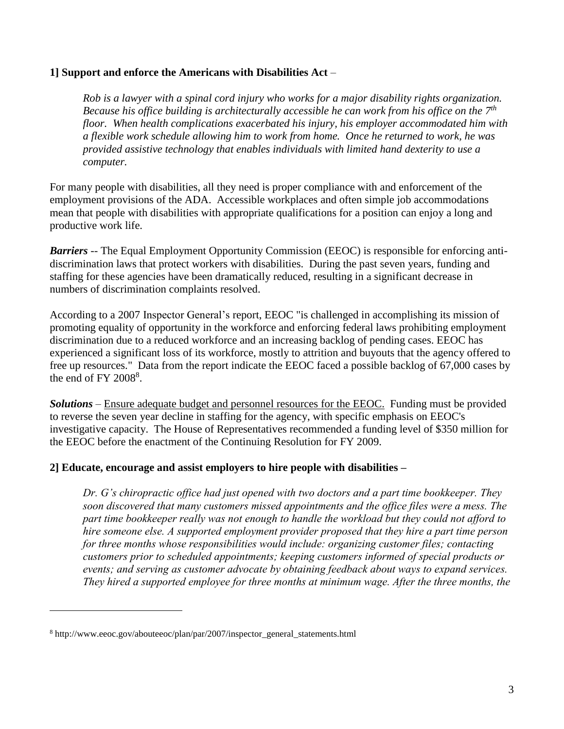**1] Support and enforce the Americans with Disabilities Act** –

*Rob is a lawyer with a spinal cord injury who works for a major disability rights organization. Because his office building is architecturally accessible he can work from his office on the 7th floor. When health complications exacerbated his injury, his employer accommodated him with a flexible work schedule allowing him to work from home. Once he returned to work, he was provided assistive technology that enables individuals with limited hand dexterity to use a computer.*

For many people with disabilities, all they need is proper compliance with and enforcement of the employment provisions of the ADA. Accessible workplaces and often simple job accommodations mean that people with disabilities with appropriate qualifications for a position can enjoy a long and productive work life.

***Barriers*** -- The Equal Employment Opportunity Commission (EEOC) is responsible for enforcing anti-discrimination laws that protect workers with disabilities. During the past seven years, funding and staffing for these agencies have been dramatically reduced, resulting in a significant decrease in numbers of discrimination complaints resolved.

According to a 2007 Inspector General's report, EEOC "is challenged in accomplishing its mission of promoting equality of opportunity in the workforce and enforcing federal laws prohibiting employment discrimination due to a reduced workforce and an increasing backlog of pending cases. EEOC has experienced a significant loss of its workforce, mostly to attrition and buyouts that the agency offered to free up resources." Data from the report indicate the EEOC faced a possible backlog of 67,000 cases by the end of FY 2008[8].

***Solutions*** – Ensure adequate budget and personnel resources for the EEOC. Funding must be provided to reverse the seven year decline in staffing for the agency, with specific emphasis on EEOC's investigative capacity. The House of Representatives recommended a funding level of $350 million for the EEOC before the enactment of the Continuing Resolution for FY 2009.

**2] Educate, encourage and assist employers to hire people with disabilities –**

*Dr. G's chiropractic office had just opened with two doctors and a part time bookkeeper. They soon discovered that many customers missed appointments and the office files were a mess. The part time bookkeeper really was not enough to handle the workload but they could not afford to hire someone else. A supported employment provider proposed that they hire a part time person for three months whose responsibilities would include: organizing customer files; contacting customers prior to scheduled appointments; keeping customers informed of special products or events; and serving as customer advocate by obtaining feedback about ways to expand services. They hired a supported employee for three months at minimum wage. After the three months, the*

[8] http://www.eeoc.gov/abouteeoc/plan/par/2007/inspector_general_statements.html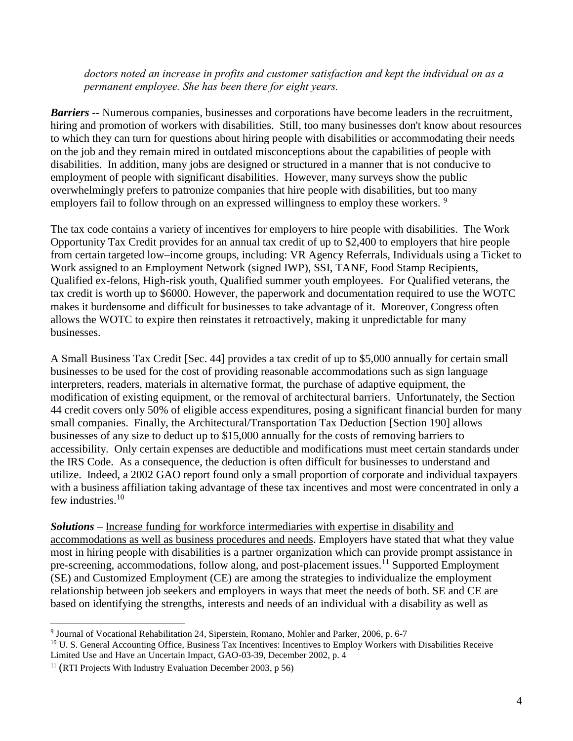*doctors noted an increase in profits and customer satisfaction and kept the individual on as a permanent employee. She has been there for eight years.*

***Barriers*** -- Numerous companies, businesses and corporations have become leaders in the recruitment, hiring and promotion of workers with disabilities. Still, too many businesses don't know about resources to which they can turn for questions about hiring people with disabilities or accommodating their needs on the job and they remain mired in outdated misconceptions about the capabilities of people with disabilities. In addition, many jobs are designed or structured in a manner that is not conducive to employment of people with significant disabilities. However, many surveys show the public overwhelmingly prefers to patronize companies that hire people with disabilities, but too many employers fail to follow through on an expressed willingness to employ these workers. [9]

The tax code contains a variety of incentives for employers to hire people with disabilities. The Work Opportunity Tax Credit provides for an annual tax credit of up to $2,400 to employers that hire people from certain targeted low–income groups, including: VR Agency Referrals, Individuals using a Ticket to Work assigned to an Employment Network (signed IWP), SSI, TANF, Food Stamp Recipients, Qualified ex-felons, High-risk youth, Qualified summer youth employees. For Qualified veterans, the tax credit is worth up to $6000. However, the paperwork and documentation required to use the WOTC makes it burdensome and difficult for businesses to take advantage of it. Moreover, Congress often allows the WOTC to expire then reinstates it retroactively, making it unpredictable for many businesses.

A Small Business Tax Credit [Sec. 44] provides a tax credit of up to $5,000 annually for certain small businesses to be used for the cost of providing reasonable accommodations such as sign language interpreters, readers, materials in alternative format, the purchase of adaptive equipment, the modification of existing equipment, or the removal of architectural barriers. Unfortunately, the Section 44 credit covers only 50% of eligible access expenditures, posing a significant financial burden for many small companies. Finally, the Architectural/Transportation Tax Deduction [Section 190] allows businesses of any size to deduct up to $15,000 annually for the costs of removing barriers to accessibility. Only certain expenses are deductible and modifications must meet certain standards under the IRS Code. As a consequence, the deduction is often difficult for businesses to understand and utilize. Indeed, a 2002 GAO report found only a small proportion of corporate and individual taxpayers with a business affiliation taking advantage of these tax incentives and most were concentrated in only a few industries.[10]

***Solutions*** – <u>Increase funding for workforce intermediaries with expertise in disability and accommodations as well as business procedures and needs</u>. Employers have stated that what they value most in hiring people with disabilities is a partner organization which can provide prompt assistance in pre-screening, accommodations, follow along, and post-placement issues.[11] Supported Employment (SE) and Customized Employment (CE) are among the strategies to individualize the employment relationship between job seekers and employers in ways that meet the needs of both. SE and CE are based on identifying the strengths, interests and needs of an individual with a disability as well as

---

[9] Journal of Vocational Rehabilitation 24, Siperstein, Romano, Mohler and Parker, 2006, p. 6-7

[10] U. S. General Accounting Office, Business Tax Incentives: Incentives to Employ Workers with Disabilities Receive Limited Use and Have an Uncertain Impact, GAO-03-39, December 2002, p. 4

[11] (RTI Projects With Industry Evaluation December 2003, p 56)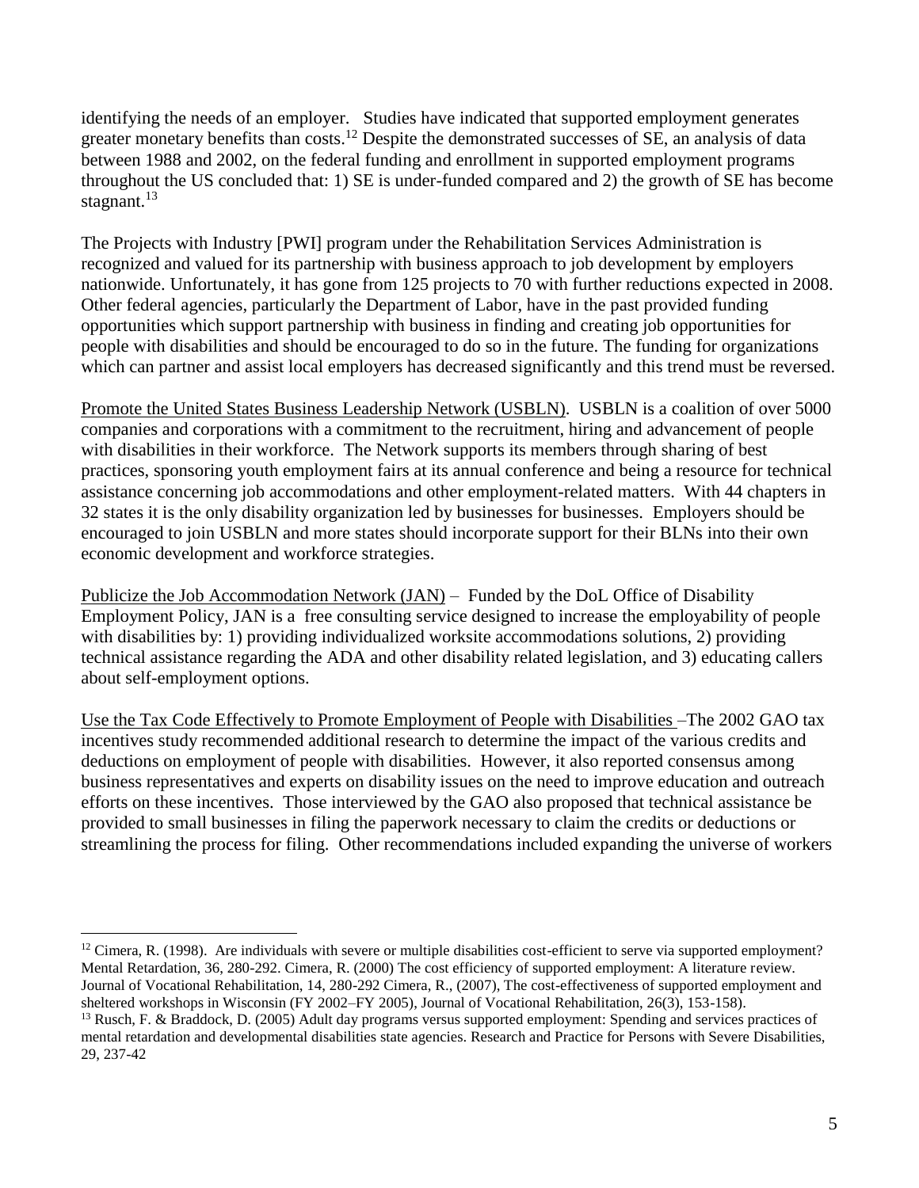identifying the needs of an employer. Studies have indicated that supported employment generates greater monetary benefits than costs.[12] Despite the demonstrated successes of SE, an analysis of data between 1988 and 2002, on the federal funding and enrollment in supported employment programs throughout the US concluded that: 1) SE is under-funded compared and 2) the growth of SE has become stagnant.[13]

The Projects with Industry [PWI] program under the Rehabilitation Services Administration is recognized and valued for its partnership with business approach to job development by employers nationwide. Unfortunately, it has gone from 125 projects to 70 with further reductions expected in 2008. Other federal agencies, particularly the Department of Labor, have in the past provided funding opportunities which support partnership with business in finding and creating job opportunities for people with disabilities and should be encouraged to do so in the future. The funding for organizations which can partner and assist local employers has decreased significantly and this trend must be reversed.

<u>Promote the United States Business Leadership Network (USBLN)</u>. USBLN is a coalition of over 5000 companies and corporations with a commitment to the recruitment, hiring and advancement of people with disabilities in their workforce. The Network supports its members through sharing of best practices, sponsoring youth employment fairs at its annual conference and being a resource for technical assistance concerning job accommodations and other employment-related matters. With 44 chapters in 32 states it is the only disability organization led by businesses for businesses. Employers should be encouraged to join USBLN and more states should incorporate support for their BLNs into their own economic development and workforce strategies.

<u>Publicize the Job Accommodation Network (JAN)</u> – Funded by the DoL Office of Disability Employment Policy, JAN is a free consulting service designed to increase the employability of people with disabilities by: 1) providing individualized worksite accommodations solutions, 2) providing technical assistance regarding the ADA and other disability related legislation, and 3) educating callers about self-employment options.

<u>Use the Tax Code Effectively to Promote Employment of People with Disabilities</u> –The 2002 GAO tax incentives study recommended additional research to determine the impact of the various credits and deductions on employment of people with disabilities. However, it also reported consensus among business representatives and experts on disability issues on the need to improve education and outreach efforts on these incentives. Those interviewed by the GAO also proposed that technical assistance be provided to small businesses in filing the paperwork necessary to claim the credits or deductions or streamlining the process for filing. Other recommendations included expanding the universe of workers

---

[12] Cimera, R. (1998). Are individuals with severe or multiple disabilities cost-efficient to serve via supported employment? Mental Retardation, 36, 280-292. Cimera, R. (2000) The cost efficiency of supported employment: A literature review. Journal of Vocational Rehabilitation, 14, 280-292 Cimera, R., (2007), The cost-effectiveness of supported employment and sheltered workshops in Wisconsin (FY 2002–FY 2005), Journal of Vocational Rehabilitation, 26(3), 153-158).

[13] Rusch, F. & Braddock, D. (2005) Adult day programs versus supported employment: Spending and services practices of mental retardation and developmental disabilities state agencies. Research and Practice for Persons with Severe Disabilities, 29, 237-42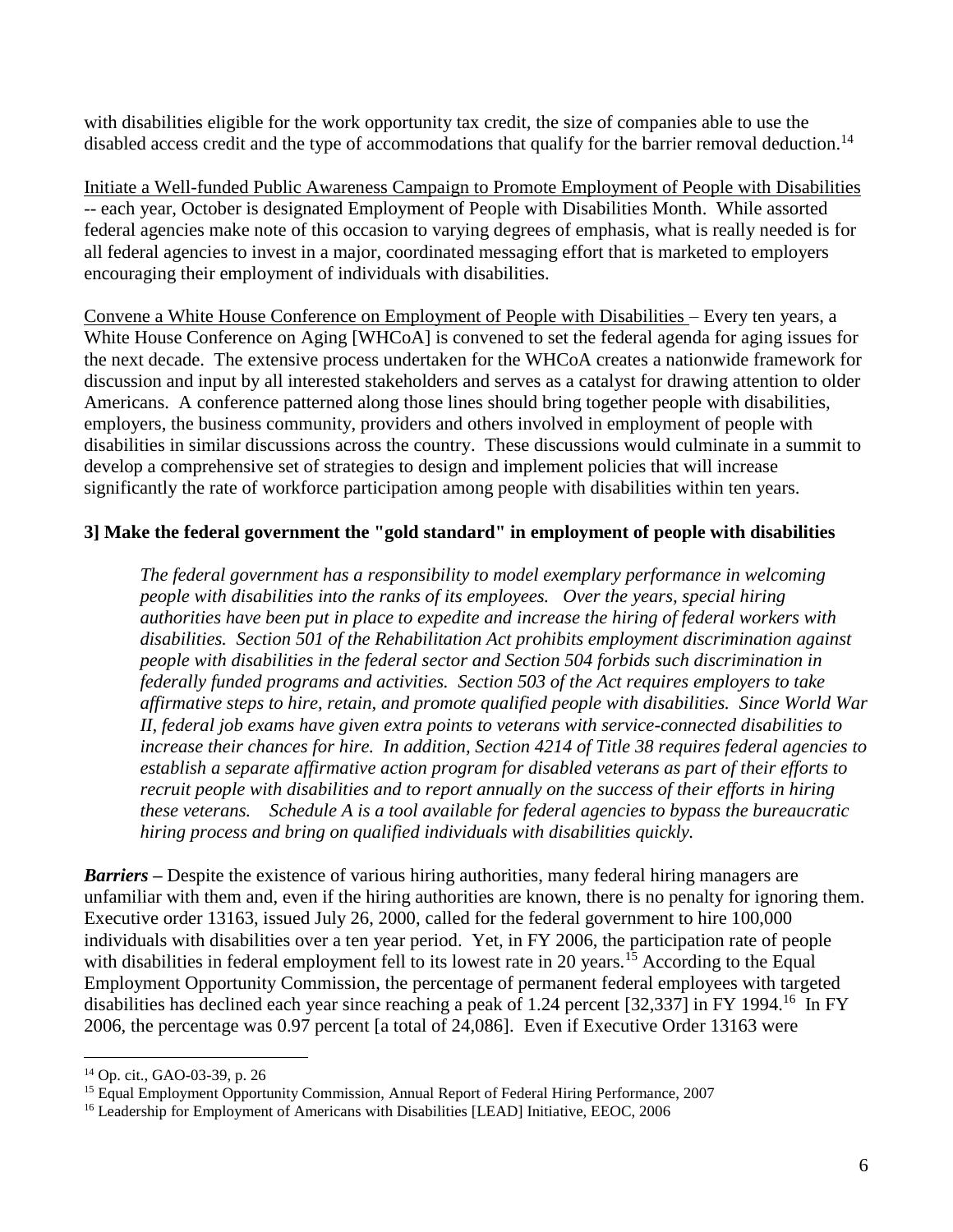with disabilities eligible for the work opportunity tax credit, the size of companies able to use the disabled access credit and the type of accommodations that qualify for the barrier removal deduction.[14]

Initiate a Well-funded Public Awareness Campaign to Promote Employment of People with Disabilities -- each year, October is designated Employment of People with Disabilities Month. While assorted federal agencies make note of this occasion to varying degrees of emphasis, what is really needed is for all federal agencies to invest in a major, coordinated messaging effort that is marketed to employers encouraging their employment of individuals with disabilities.

Convene a White House Conference on Employment of People with Disabilities – Every ten years, a White House Conference on Aging [WHCoA] is convened to set the federal agenda for aging issues for the next decade. The extensive process undertaken for the WHCoA creates a nationwide framework for discussion and input by all interested stakeholders and serves as a catalyst for drawing attention to older Americans. A conference patterned along those lines should bring together people with disabilities, employers, the business community, providers and others involved in employment of people with disabilities in similar discussions across the country. These discussions would culminate in a summit to develop a comprehensive set of strategies to design and implement policies that will increase significantly the rate of workforce participation among people with disabilities within ten years.

**3] Make the federal government the "gold standard" in employment of people with disabilities**

> *The federal government has a responsibility to model exemplary performance in welcoming people with disabilities into the ranks of its employees. Over the years, special hiring authorities have been put in place to expedite and increase the hiring of federal workers with disabilities. Section 501 of the Rehabilitation Act prohibits employment discrimination against people with disabilities in the federal sector and Section 504 forbids such discrimination in federally funded programs and activities. Section 503 of the Act requires employers to take affirmative steps to hire, retain, and promote qualified people with disabilities. Since World War II, federal job exams have given extra points to veterans with service-connected disabilities to increase their chances for hire. In addition, Section 4214 of Title 38 requires federal agencies to establish a separate affirmative action program for disabled veterans as part of their efforts to recruit people with disabilities and to report annually on the success of their efforts in hiring these veterans. Schedule A is a tool available for federal agencies to bypass the bureaucratic hiring process and bring on qualified individuals with disabilities quickly.*

***Barriers*** **–** Despite the existence of various hiring authorities, many federal hiring managers are unfamiliar with them and, even if the hiring authorities are known, there is no penalty for ignoring them. Executive order 13163, issued July 26, 2000, called for the federal government to hire 100,000 individuals with disabilities over a ten year period. Yet, in FY 2006, the participation rate of people with disabilities in federal employment fell to its lowest rate in 20 years.[15] According to the Equal Employment Opportunity Commission, the percentage of permanent federal employees with targeted disabilities has declined each year since reaching a peak of 1.24 percent [32,337] in FY 1994.[16] In FY 2006, the percentage was 0.97 percent [a total of 24,086]. Even if Executive Order 13163 were

---

[14] Op. cit., GAO-03-39, p. 26

[15] Equal Employment Opportunity Commission, Annual Report of Federal Hiring Performance, 2007

[16] Leadership for Employment of Americans with Disabilities [LEAD] Initiative, EEOC, 2006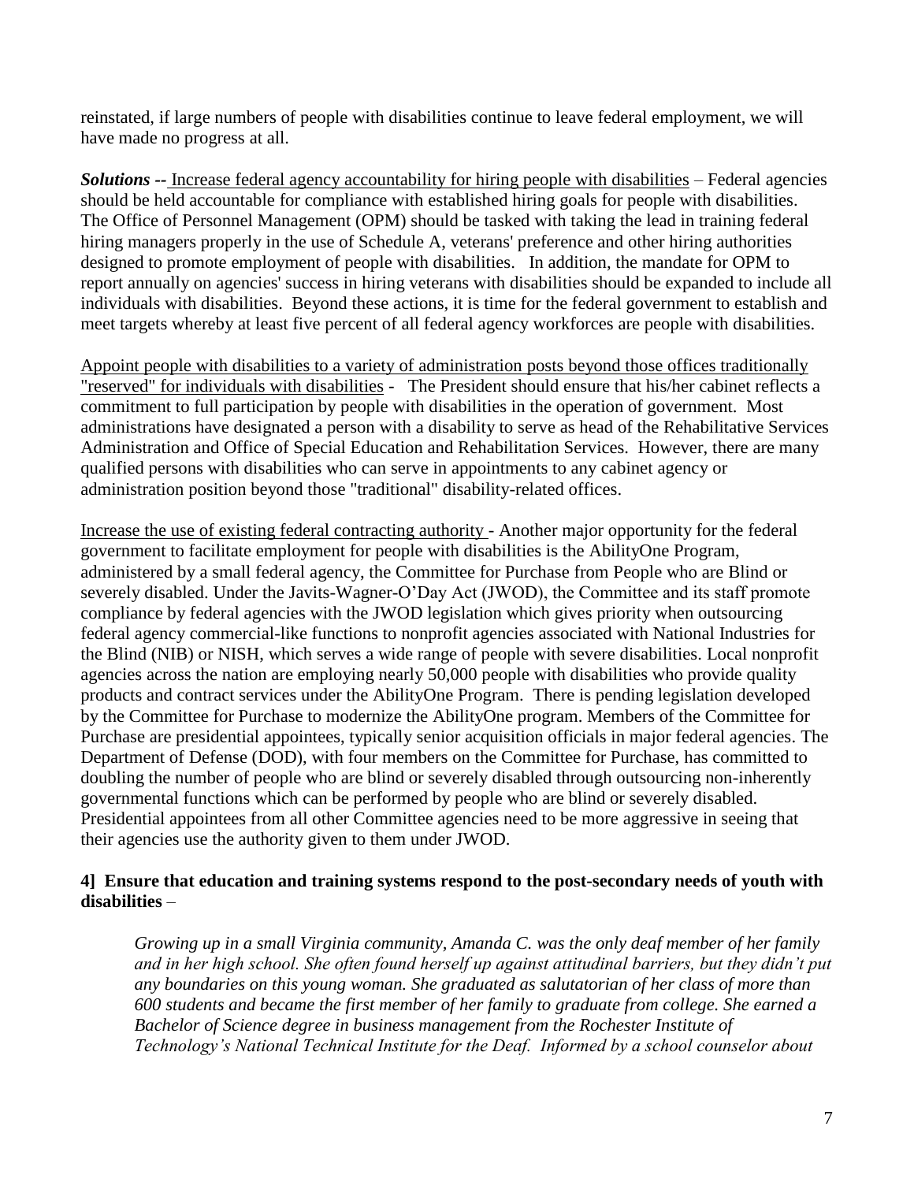reinstated, if large numbers of people with disabilities continue to leave federal employment, we will have made no progress at all.

***Solutions --*** <u>Increase federal agency accountability for hiring people with disabilities</u> – Federal agencies should be held accountable for compliance with established hiring goals for people with disabilities. The Office of Personnel Management (OPM) should be tasked with taking the lead in training federal hiring managers properly in the use of Schedule A, veterans' preference and other hiring authorities designed to promote employment of people with disabilities. In addition, the mandate for OPM to report annually on agencies' success in hiring veterans with disabilities should be expanded to include all individuals with disabilities. Beyond these actions, it is time for the federal government to establish and meet targets whereby at least five percent of all federal agency workforces are people with disabilities.

<u>Appoint people with disabilities to a variety of administration posts beyond those offices traditionally "reserved" for individuals with disabilities</u> - The President should ensure that his/her cabinet reflects a commitment to full participation by people with disabilities in the operation of government. Most administrations have designated a person with a disability to serve as head of the Rehabilitative Services Administration and Office of Special Education and Rehabilitation Services. However, there are many qualified persons with disabilities who can serve in appointments to any cabinet agency or administration position beyond those "traditional" disability-related offices.

<u>Increase the use of existing federal contracting authority</u> - Another major opportunity for the federal government to facilitate employment for people with disabilities is the AbilityOne Program, administered by a small federal agency, the Committee for Purchase from People who are Blind or severely disabled. Under the Javits-Wagner-O'Day Act (JWOD), the Committee and its staff promote compliance by federal agencies with the JWOD legislation which gives priority when outsourcing federal agency commercial-like functions to nonprofit agencies associated with National Industries for the Blind (NIB) or NISH, which serves a wide range of people with severe disabilities. Local nonprofit agencies across the nation are employing nearly 50,000 people with disabilities who provide quality products and contract services under the AbilityOne Program. There is pending legislation developed by the Committee for Purchase to modernize the AbilityOne program. Members of the Committee for Purchase are presidential appointees, typically senior acquisition officials in major federal agencies. The Department of Defense (DOD), with four members on the Committee for Purchase, has committed to doubling the number of people who are blind or severely disabled through outsourcing non-inherently governmental functions which can be performed by people who are blind or severely disabled. Presidential appointees from all other Committee agencies need to be more aggressive in seeing that their agencies use the authority given to them under JWOD.

**4] Ensure that education and training systems respond to the post-secondary needs of youth with disabilities** –

> *Growing up in a small Virginia community, Amanda C. was the only deaf member of her family and in her high school. She often found herself up against attitudinal barriers, but they didn't put any boundaries on this young woman. She graduated as salutatorian of her class of more than 600 students and became the first member of her family to graduate from college. She earned a Bachelor of Science degree in business management from the Rochester Institute of Technology's National Technical Institute for the Deaf. Informed by a school counselor about*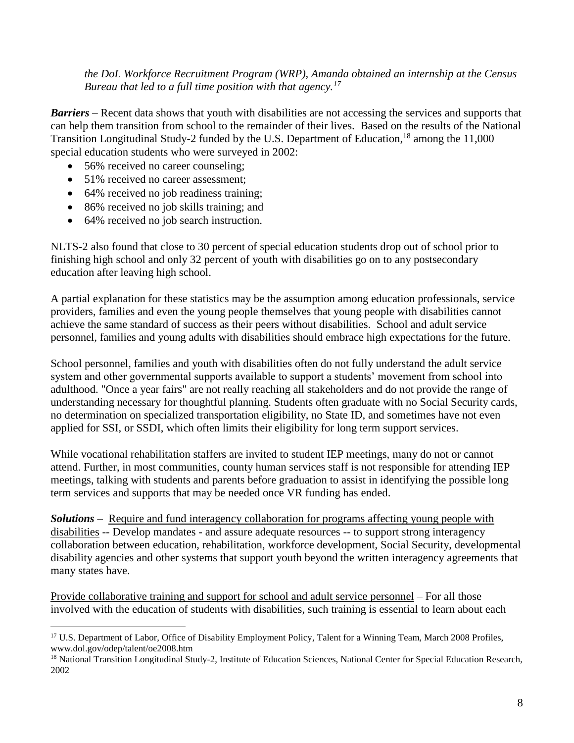*the DoL Workforce Recruitment Program (WRP), Amanda obtained an internship at the Census Bureau that led to a full time position with that agency.*[17]

***Barriers*** – Recent data shows that youth with disabilities are not accessing the services and supports that can help them transition from school to the remainder of their lives. Based on the results of the National Transition Longitudinal Study-2 funded by the U.S. Department of Education,[18] among the 11,000 special education students who were surveyed in 2002:

- 56% received no career counseling;
- 51% received no career assessment;
- 64% received no job readiness training;
- 86% received no job skills training; and
- 64% received no job search instruction.

NLTS-2 also found that close to 30 percent of special education students drop out of school prior to finishing high school and only 32 percent of youth with disabilities go on to any postsecondary education after leaving high school.

A partial explanation for these statistics may be the assumption among education professionals, service providers, families and even the young people themselves that young people with disabilities cannot achieve the same standard of success as their peers without disabilities. School and adult service personnel, families and young adults with disabilities should embrace high expectations for the future.

School personnel, families and youth with disabilities often do not fully understand the adult service system and other governmental supports available to support a students' movement from school into adulthood. "Once a year fairs" are not really reaching all stakeholders and do not provide the range of understanding necessary for thoughtful planning. Students often graduate with no Social Security cards, no determination on specialized transportation eligibility, no State ID, and sometimes have not even applied for SSI, or SSDI, which often limits their eligibility for long term support services.

While vocational rehabilitation staffers are invited to student IEP meetings, many do not or cannot attend. Further, in most communities, county human services staff is not responsible for attending IEP meetings, talking with students and parents before graduation to assist in identifying the possible long term services and supports that may be needed once VR funding has ended.

***Solutions*** – Require and fund interagency collaboration for programs affecting young people with disabilities -- Develop mandates - and assure adequate resources -- to support strong interagency collaboration between education, rehabilitation, workforce development, Social Security, developmental disability agencies and other systems that support youth beyond the written interagency agreements that many states have.

Provide collaborative training and support for school and adult service personnel – For all those involved with the education of students with disabilities, such training is essential to learn about each

[17] U.S. Department of Labor, Office of Disability Employment Policy, Talent for a Winning Team, March 2008 Profiles, www.dol.gov/odep/talent/oe2008.htm

[18] National Transition Longitudinal Study-2, Institute of Education Sciences, National Center for Special Education Research, 2002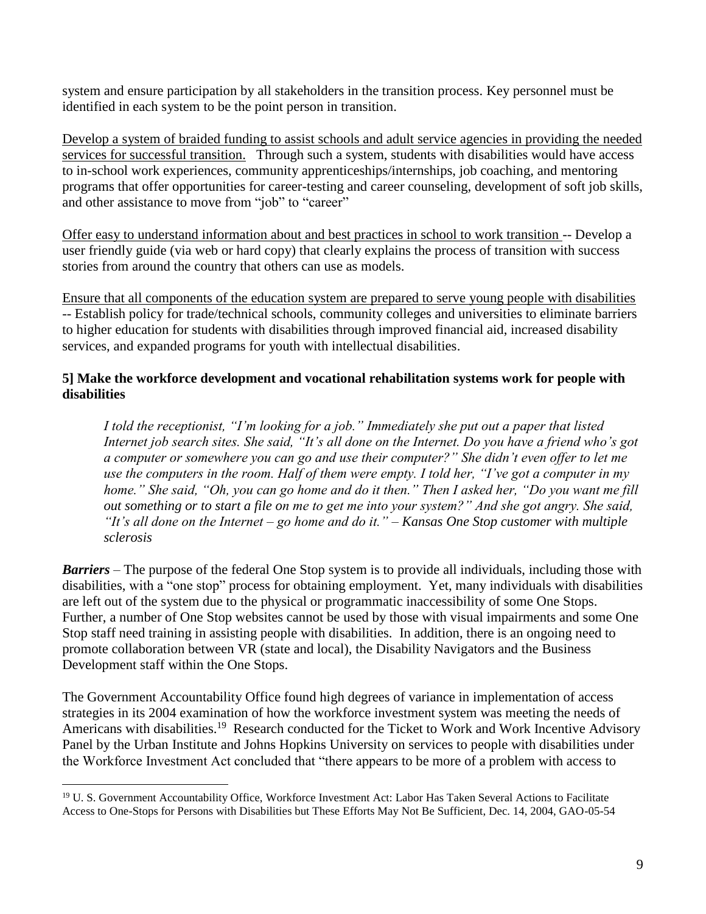system and ensure participation by all stakeholders in the transition process. Key personnel must be identified in each system to be the point person in transition.

<u>Develop a system of braided funding to assist schools and adult service agencies in providing the needed services for successful transition.</u> Through such a system, students with disabilities would have access to in-school work experiences, community apprenticeships/internships, job coaching, and mentoring programs that offer opportunities for career-testing and career counseling, development of soft job skills, and other assistance to move from "job" to "career"

<u>Offer easy to understand information about and best practices in school to work transition</u> -- Develop a user friendly guide (via web or hard copy) that clearly explains the process of transition with success stories from around the country that others can use as models.

<u>Ensure that all components of the education system are prepared to serve young people with disabilities</u> -- Establish policy for trade/technical schools, community colleges and universities to eliminate barriers to higher education for students with disabilities through improved financial aid, increased disability services, and expanded programs for youth with intellectual disabilities.

**5] Make the workforce development and vocational rehabilitation systems work for people with disabilities**

> *I told the receptionist, "I'm looking for a job." Immediately she put out a paper that listed Internet job search sites. She said, "It's all done on the Internet. Do you have a friend who's got a computer or somewhere you can go and use their computer?" She didn't even offer to let me use the computers in the room. Half of them were empty. I told her, "I've got a computer in my home." She said, "Oh, you can go home and do it then." Then I asked her, "Do you want me fill out something or to start a file on me to get me into your system?" And she got angry. She said, "It's all done on the Internet – go home and do it." – Kansas One Stop customer with multiple sclerosis*

***Barriers*** – The purpose of the federal One Stop system is to provide all individuals, including those with disabilities, with a "one stop" process for obtaining employment. Yet, many individuals with disabilities are left out of the system due to the physical or programmatic inaccessibility of some One Stops. Further, a number of One Stop websites cannot be used by those with visual impairments and some One Stop staff need training in assisting people with disabilities. In addition, there is an ongoing need to promote collaboration between VR (state and local), the Disability Navigators and the Business Development staff within the One Stops.

The Government Accountability Office found high degrees of variance in implementation of access strategies in its 2004 examination of how the workforce investment system was meeting the needs of Americans with disabilities.[19] Research conducted for the Ticket to Work and Work Incentive Advisory Panel by the Urban Institute and Johns Hopkins University on services to people with disabilities under the Workforce Investment Act concluded that "there appears to be more of a problem with access to

---

[19] U. S. Government Accountability Office, Workforce Investment Act: Labor Has Taken Several Actions to Facilitate Access to One-Stops for Persons with Disabilities but These Efforts May Not Be Sufficient, Dec. 14, 2004, GAO-05-54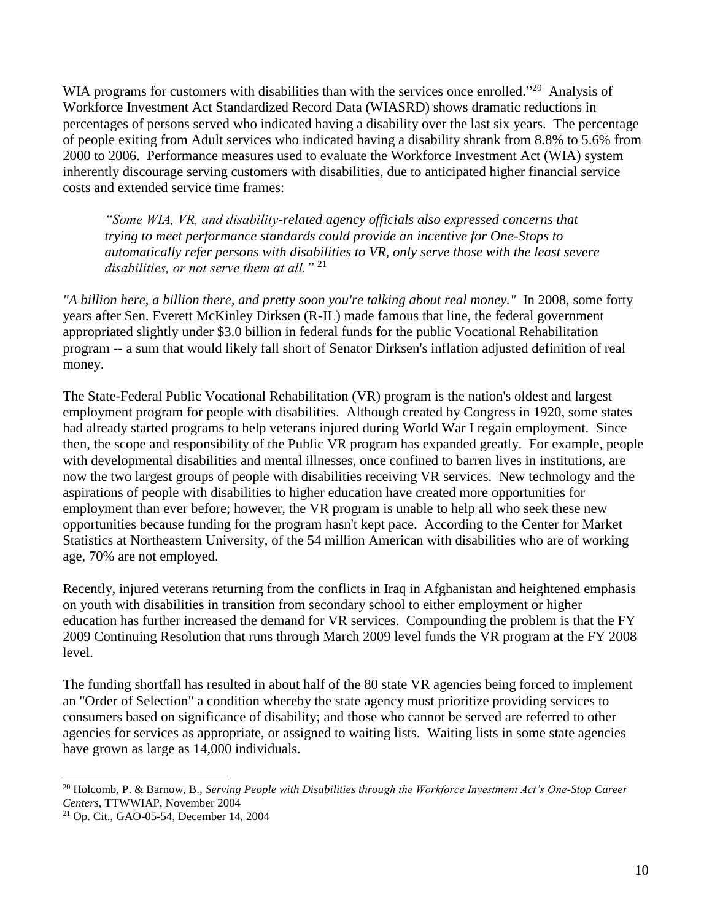WIA programs for customers with disabilities than with the services once enrolled."[20] Analysis of Workforce Investment Act Standardized Record Data (WIASRD) shows dramatic reductions in percentages of persons served who indicated having a disability over the last six years. The percentage of people exiting from Adult services who indicated having a disability shrank from 8.8% to 5.6% from 2000 to 2006. Performance measures used to evaluate the Workforce Investment Act (WIA) system inherently discourage serving customers with disabilities, due to anticipated higher financial service costs and extended service time frames:

> *"Some WIA, VR, and disability-related agency officials also expressed concerns that trying to meet performance standards could provide an incentive for One-Stops to automatically refer persons with disabilities to VR, only serve those with the least severe disabilities, or not serve them at all."* [21]

*"A billion here, a billion there, and pretty soon you're talking about real money."* In 2008, some forty years after Sen. Everett McKinley Dirksen (R-IL) made famous that line, the federal government appropriated slightly under $3.0 billion in federal funds for the public Vocational Rehabilitation program -- a sum that would likely fall short of Senator Dirksen's inflation adjusted definition of real money.

The State-Federal Public Vocational Rehabilitation (VR) program is the nation's oldest and largest employment program for people with disabilities. Although created by Congress in 1920, some states had already started programs to help veterans injured during World War I regain employment. Since then, the scope and responsibility of the Public VR program has expanded greatly. For example, people with developmental disabilities and mental illnesses, once confined to barren lives in institutions, are now the two largest groups of people with disabilities receiving VR services. New technology and the aspirations of people with disabilities to higher education have created more opportunities for employment than ever before; however, the VR program is unable to help all who seek these new opportunities because funding for the program hasn't kept pace. According to the Center for Market Statistics at Northeastern University, of the 54 million American with disabilities who are of working age, 70% are not employed.

Recently, injured veterans returning from the conflicts in Iraq in Afghanistan and heightened emphasis on youth with disabilities in transition from secondary school to either employment or higher education has further increased the demand for VR services. Compounding the problem is that the FY 2009 Continuing Resolution that runs through March 2009 level funds the VR program at the FY 2008 level.

The funding shortfall has resulted in about half of the 80 state VR agencies being forced to implement an "Order of Selection" a condition whereby the state agency must prioritize providing services to consumers based on significance of disability; and those who cannot be served are referred to other agencies for services as appropriate, or assigned to waiting lists. Waiting lists in some state agencies have grown as large as 14,000 individuals.

---

[20] Holcomb, P. & Barnow, B., *Serving People with Disabilities through the Workforce Investment Act's One-Stop Career Centers*, TTWWIAP, November 2004

[21] Op. Cit., GAO-05-54, December 14, 2004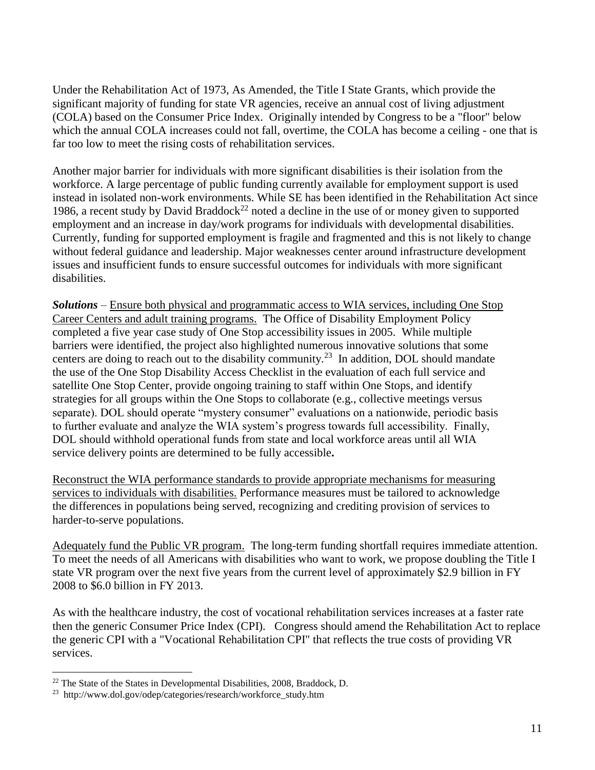Under the Rehabilitation Act of 1973, As Amended, the Title I State Grants, which provide the significant majority of funding for state VR agencies, receive an annual cost of living adjustment (COLA) based on the Consumer Price Index. Originally intended by Congress to be a "floor" below which the annual COLA increases could not fall, overtime, the COLA has become a ceiling - one that is far too low to meet the rising costs of rehabilitation services.

Another major barrier for individuals with more significant disabilities is their isolation from the workforce. A large percentage of public funding currently available for employment support is used instead in isolated non-work environments. While SE has been identified in the Rehabilitation Act since 1986, a recent study by David Braddock[22] noted a decline in the use of or money given to supported employment and an increase in day/work programs for individuals with developmental disabilities. Currently, funding for supported employment is fragile and fragmented and this is not likely to change without federal guidance and leadership. Major weaknesses center around infrastructure development issues and insufficient funds to ensure successful outcomes for individuals with more significant disabilities.

***Solutions*** – <u>Ensure both physical and programmatic access to WIA services, including One Stop Career Centers and adult training programs.</u> The Office of Disability Employment Policy completed a five year case study of One Stop accessibility issues in 2005. While multiple barriers were identified, the project also highlighted numerous innovative solutions that some centers are doing to reach out to the disability community.[23] In addition, DOL should mandate the use of the One Stop Disability Access Checklist in the evaluation of each full service and satellite One Stop Center, provide ongoing training to staff within One Stops, and identify strategies for all groups within the One Stops to collaborate (e.g., collective meetings versus separate). DOL should operate "mystery consumer" evaluations on a nationwide, periodic basis to further evaluate and analyze the WIA system's progress towards full accessibility. Finally, DOL should withhold operational funds from state and local workforce areas until all WIA service delivery points are determined to be fully accessible**.**

<u>Reconstruct the WIA performance standards to provide appropriate mechanisms for measuring services to individuals with disabilities.</u> Performance measures must be tailored to acknowledge the differences in populations being served, recognizing and crediting provision of services to harder-to-serve populations.

<u>Adequately fund the Public VR program.</u> The long-term funding shortfall requires immediate attention. To meet the needs of all Americans with disabilities who want to work, we propose doubling the Title I state VR program over the next five years from the current level of approximately $2.9 billion in FY 2008 to $6.0 billion in FY 2013.

As with the healthcare industry, the cost of vocational rehabilitation services increases at a faster rate then the generic Consumer Price Index (CPI). Congress should amend the Rehabilitation Act to replace the generic CPI with a "Vocational Rehabilitation CPI" that reflects the true costs of providing VR services.

---

[22] The State of the States in Developmental Disabilities, 2008, Braddock, D.

[23] http://www.dol.gov/odep/categories/research/workforce_study.htm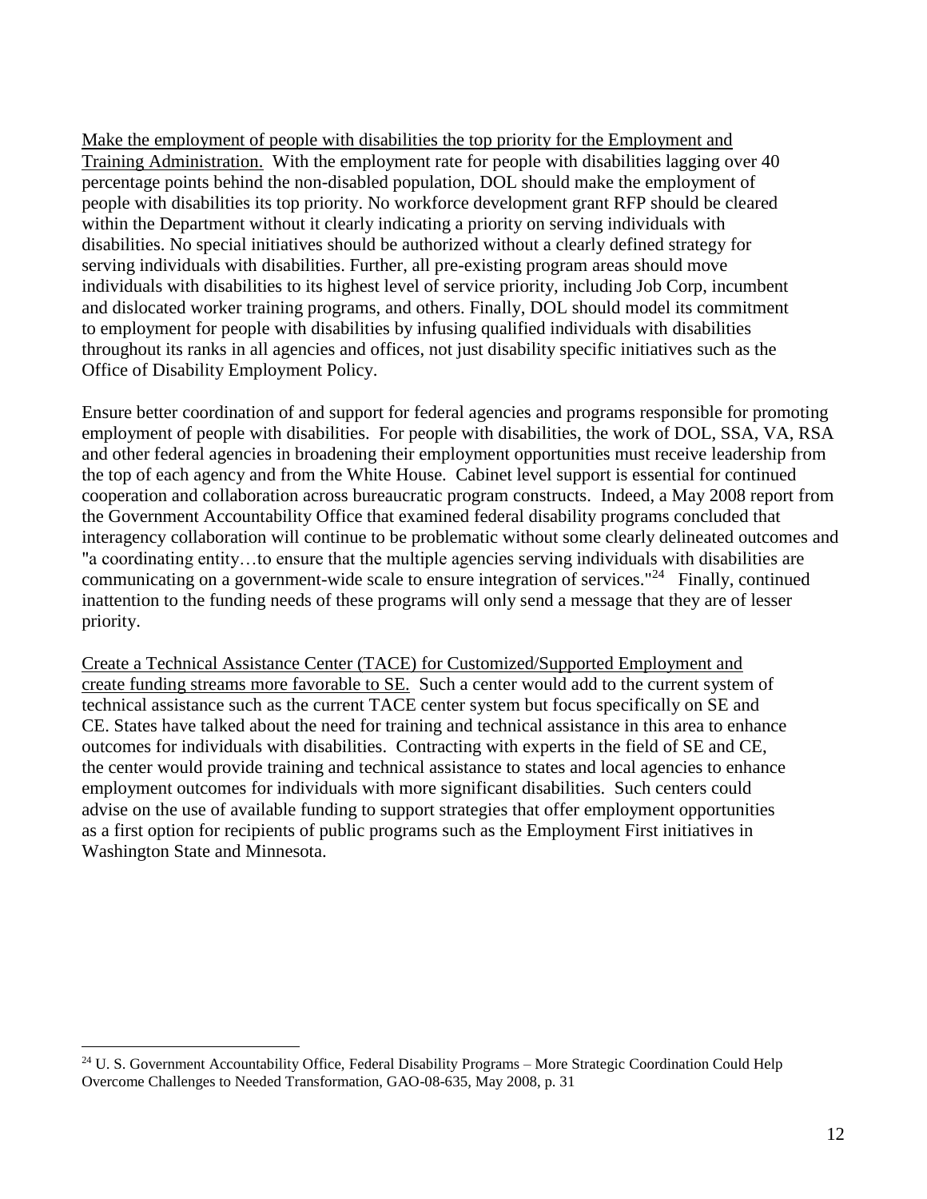Make the employment of people with disabilities the top priority for the Employment and Training Administration. With the employment rate for people with disabilities lagging over 40 percentage points behind the non-disabled population, DOL should make the employment of people with disabilities its top priority. No workforce development grant RFP should be cleared within the Department without it clearly indicating a priority on serving individuals with disabilities. No special initiatives should be authorized without a clearly defined strategy for serving individuals with disabilities. Further, all pre-existing program areas should move individuals with disabilities to its highest level of service priority, including Job Corp, incumbent and dislocated worker training programs, and others. Finally, DOL should model its commitment to employment for people with disabilities by infusing qualified individuals with disabilities throughout its ranks in all agencies and offices, not just disability specific initiatives such as the Office of Disability Employment Policy.

Ensure better coordination of and support for federal agencies and programs responsible for promoting employment of people with disabilities. For people with disabilities, the work of DOL, SSA, VA, RSA and other federal agencies in broadening their employment opportunities must receive leadership from the top of each agency and from the White House. Cabinet level support is essential for continued cooperation and collaboration across bureaucratic program constructs. Indeed, a May 2008 report from the Government Accountability Office that examined federal disability programs concluded that interagency collaboration will continue to be problematic without some clearly delineated outcomes and "a coordinating entity…to ensure that the multiple agencies serving individuals with disabilities are communicating on a government-wide scale to ensure integration of services."[24] Finally, continued inattention to the funding needs of these programs will only send a message that they are of lesser priority.

Create a Technical Assistance Center (TACE) for Customized/Supported Employment and create funding streams more favorable to SE. Such a center would add to the current system of technical assistance such as the current TACE center system but focus specifically on SE and CE. States have talked about the need for training and technical assistance in this area to enhance outcomes for individuals with disabilities. Contracting with experts in the field of SE and CE, the center would provide training and technical assistance to states and local agencies to enhance employment outcomes for individuals with more significant disabilities. Such centers could advise on the use of available funding to support strategies that offer employment opportunities as a first option for recipients of public programs such as the Employment First initiatives in Washington State and Minnesota.

---

[24] U. S. Government Accountability Office, Federal Disability Programs – More Strategic Coordination Could Help Overcome Challenges to Needed Transformation, GAO-08-635, May 2008, p. 31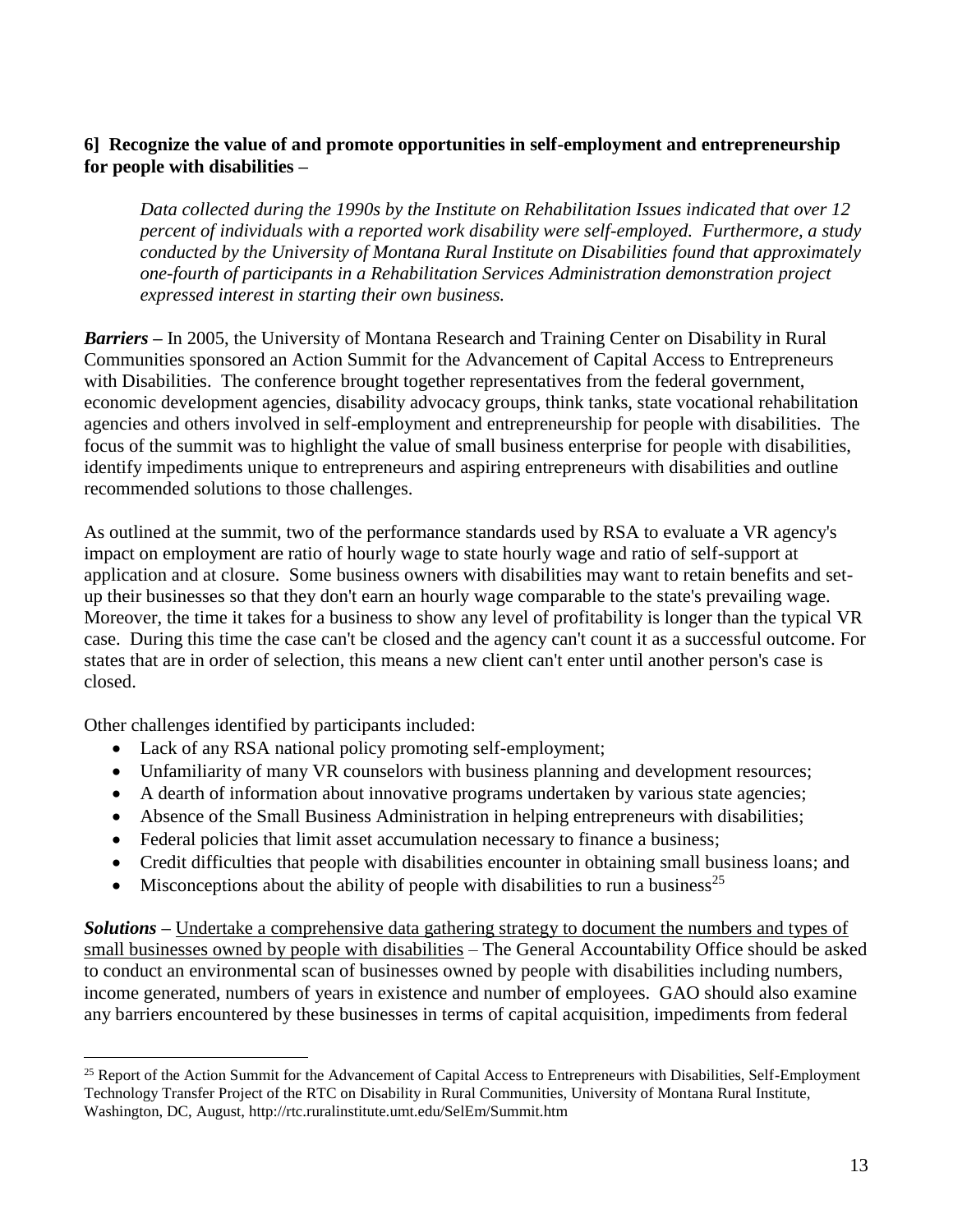**6] Recognize the value of and promote opportunities in self-employment and entrepreneurship for people with disabilities –**

> *Data collected during the 1990s by the Institute on Rehabilitation Issues indicated that over 12 percent of individuals with a reported work disability were self-employed. Furthermore, a study conducted by the University of Montana Rural Institute on Disabilities found that approximately one-fourth of participants in a Rehabilitation Services Administration demonstration project expressed interest in starting their own business.*

***Barriers*** – In 2005, the University of Montana Research and Training Center on Disability in Rural Communities sponsored an Action Summit for the Advancement of Capital Access to Entrepreneurs with Disabilities. The conference brought together representatives from the federal government, economic development agencies, disability advocacy groups, think tanks, state vocational rehabilitation agencies and others involved in self-employment and entrepreneurship for people with disabilities. The focus of the summit was to highlight the value of small business enterprise for people with disabilities, identify impediments unique to entrepreneurs and aspiring entrepreneurs with disabilities and outline recommended solutions to those challenges.

As outlined at the summit, two of the performance standards used by RSA to evaluate a VR agency's impact on employment are ratio of hourly wage to state hourly wage and ratio of self-support at application and at closure. Some business owners with disabilities may want to retain benefits and set-up their businesses so that they don't earn an hourly wage comparable to the state's prevailing wage. Moreover, the time it takes for a business to show any level of profitability is longer than the typical VR case. During this time the case can't be closed and the agency can't count it as a successful outcome. For states that are in order of selection, this means a new client can't enter until another person's case is closed.

Other challenges identified by participants included:

- Lack of any RSA national policy promoting self-employment;
- Unfamiliarity of many VR counselors with business planning and development resources;
- A dearth of information about innovative programs undertaken by various state agencies;
- Absence of the Small Business Administration in helping entrepreneurs with disabilities;
- Federal policies that limit asset accumulation necessary to finance a business;
- Credit difficulties that people with disabilities encounter in obtaining small business loans; and
- Misconceptions about the ability of people with disabilities to run a business[25]

***Solutions*** – <u>Undertake a comprehensive data gathering strategy to document the numbers and types of small businesses owned by people with disabilities</u> – The General Accountability Office should be asked to conduct an environmental scan of businesses owned by people with disabilities including numbers, income generated, numbers of years in existence and number of employees. GAO should also examine any barriers encountered by these businesses in terms of capital acquisition, impediments from federal

---

[25] Report of the Action Summit for the Advancement of Capital Access to Entrepreneurs with Disabilities, Self-Employment Technology Transfer Project of the RTC on Disability in Rural Communities, University of Montana Rural Institute, Washington, DC, August, http://rtc.ruralinstitute.umt.edu/SelEm/Summit.htm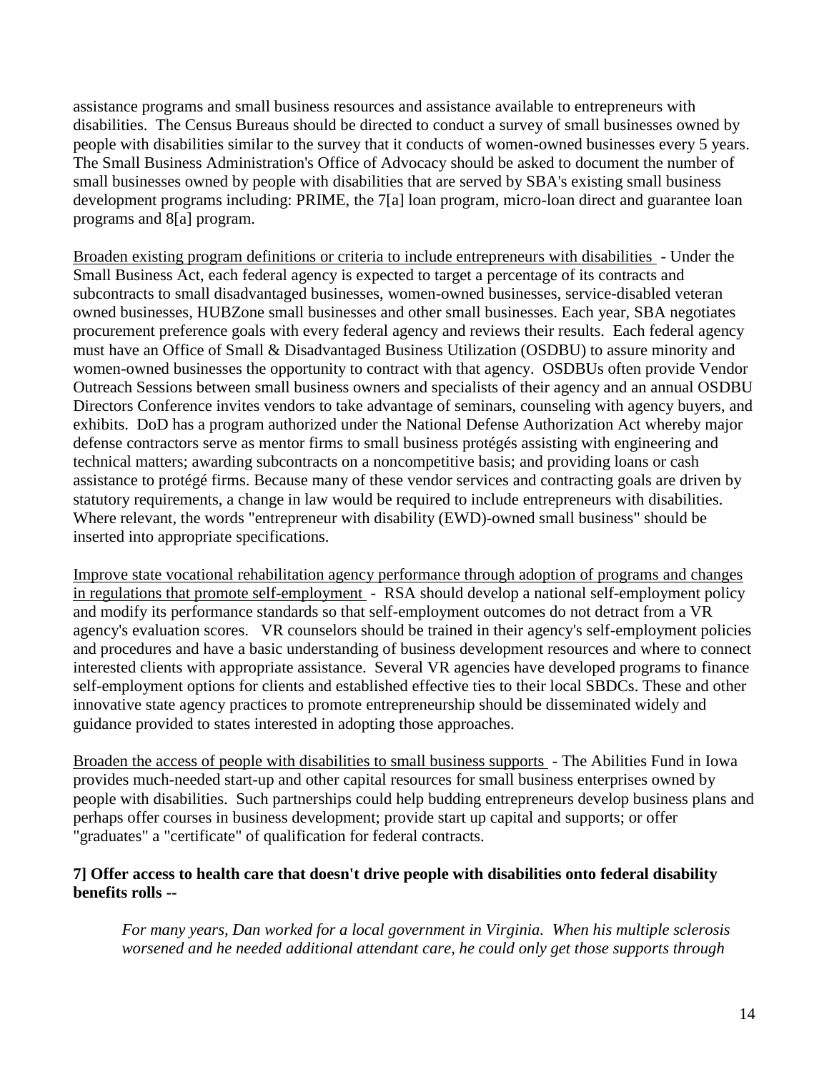assistance programs and small business resources and assistance available to entrepreneurs with disabilities. The Census Bureaus should be directed to conduct a survey of small businesses owned by people with disabilities similar to the survey that it conducts of women-owned businesses every 5 years. The Small Business Administration's Office of Advocacy should be asked to document the number of small businesses owned by people with disabilities that are served by SBA's existing small business development programs including: PRIME, the 7[a] loan program, micro-loan direct and guarantee loan programs and 8[a] program.

<u>Broaden existing program definitions or criteria to include entrepreneurs with disabilities</u> - Under the Small Business Act, each federal agency is expected to target a percentage of its contracts and subcontracts to small disadvantaged businesses, women-owned businesses, service-disabled veteran owned businesses, HUBZone small businesses and other small businesses. Each year, SBA negotiates procurement preference goals with every federal agency and reviews their results. Each federal agency must have an Office of Small & Disadvantaged Business Utilization (OSDBU) to assure minority and women-owned businesses the opportunity to contract with that agency. OSDBUs often provide Vendor Outreach Sessions between small business owners and specialists of their agency and an annual OSDBU Directors Conference invites vendors to take advantage of seminars, counseling with agency buyers, and exhibits. DoD has a program authorized under the National Defense Authorization Act whereby major defense contractors serve as mentor firms to small business protégés assisting with engineering and technical matters; awarding subcontracts on a noncompetitive basis; and providing loans or cash assistance to protégé firms. Because many of these vendor services and contracting goals are driven by statutory requirements, a change in law would be required to include entrepreneurs with disabilities. Where relevant, the words "entrepreneur with disability (EWD)-owned small business" should be inserted into appropriate specifications.

<u>Improve state vocational rehabilitation agency performance through adoption of programs and changes in regulations that promote self-employment</u> - RSA should develop a national self-employment policy and modify its performance standards so that self-employment outcomes do not detract from a VR agency's evaluation scores. VR counselors should be trained in their agency's self-employment policies and procedures and have a basic understanding of business development resources and where to connect interested clients with appropriate assistance. Several VR agencies have developed programs to finance self-employment options for clients and established effective ties to their local SBDCs. These and other innovative state agency practices to promote entrepreneurship should be disseminated widely and guidance provided to states interested in adopting those approaches.

<u>Broaden the access of people with disabilities to small business supports</u> - The Abilities Fund in Iowa provides much-needed start-up and other capital resources for small business enterprises owned by people with disabilities. Such partnerships could help budding entrepreneurs develop business plans and perhaps offer courses in business development; provide start up capital and supports; or offer "graduates" a "certificate" of qualification for federal contracts.

**7] Offer access to health care that doesn't drive people with disabilities onto federal disability benefits rolls --**

> *For many years, Dan worked for a local government in Virginia. When his multiple sclerosis worsened and he needed additional attendant care, he could only get those supports through*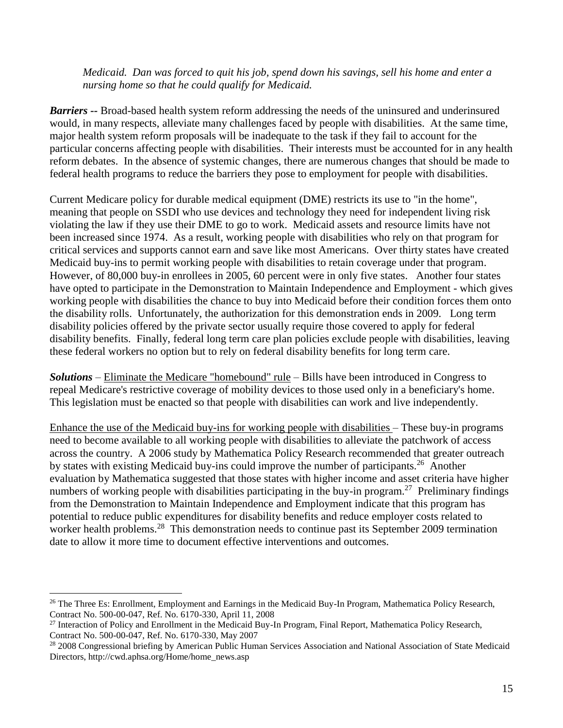*Medicaid. Dan was forced to quit his job, spend down his savings, sell his home and enter a nursing home so that he could qualify for Medicaid.*

***Barriers --*** Broad-based health system reform addressing the needs of the uninsured and underinsured would, in many respects, alleviate many challenges faced by people with disabilities. At the same time, major health system reform proposals will be inadequate to the task if they fail to account for the particular concerns affecting people with disabilities. Their interests must be accounted for in any health reform debates. In the absence of systemic changes, there are numerous changes that should be made to federal health programs to reduce the barriers they pose to employment for people with disabilities.

Current Medicare policy for durable medical equipment (DME) restricts its use to "in the home", meaning that people on SSDI who use devices and technology they need for independent living risk violating the law if they use their DME to go to work. Medicaid assets and resource limits have not been increased since 1974. As a result, working people with disabilities who rely on that program for critical services and supports cannot earn and save like most Americans. Over thirty states have created Medicaid buy-ins to permit working people with disabilities to retain coverage under that program. However, of 80,000 buy-in enrollees in 2005, 60 percent were in only five states. Another four states have opted to participate in the Demonstration to Maintain Independence and Employment - which gives working people with disabilities the chance to buy into Medicaid before their condition forces them onto the disability rolls. Unfortunately, the authorization for this demonstration ends in 2009. Long term disability policies offered by the private sector usually require those covered to apply for federal disability benefits. Finally, federal long term care plan policies exclude people with disabilities, leaving these federal workers no option but to rely on federal disability benefits for long term care.

***Solutions*** – <u>Eliminate the Medicare "homebound" rule</u> – Bills have been introduced in Congress to repeal Medicare's restrictive coverage of mobility devices to those used only in a beneficiary's home. This legislation must be enacted so that people with disabilities can work and live independently.

<u>Enhance the use of the Medicaid buy-ins for working people with disabilities</u> – These buy-in programs need to become available to all working people with disabilities to alleviate the patchwork of access across the country. A 2006 study by Mathematica Policy Research recommended that greater outreach by states with existing Medicaid buy-ins could improve the number of participants.[26] Another evaluation by Mathematica suggested that those states with higher income and asset criteria have higher numbers of working people with disabilities participating in the buy-in program.[27] Preliminary findings from the Demonstration to Maintain Independence and Employment indicate that this program has potential to reduce public expenditures for disability benefits and reduce employer costs related to worker health problems.[28] This demonstration needs to continue past its September 2009 termination date to allow it more time to document effective interventions and outcomes.

---

[26] The Three Es: Enrollment, Employment and Earnings in the Medicaid Buy-In Program, Mathematica Policy Research, Contract No. 500-00-047, Ref. No. 6170-330, April 11, 2008

[27] Interaction of Policy and Enrollment in the Medicaid Buy-In Program, Final Report, Mathematica Policy Research, Contract No. 500-00-047, Ref. No. 6170-330, May 2007

[28] 2008 Congressional briefing by American Public Human Services Association and National Association of State Medicaid Directors, http://cwd.aphsa.org/Home/home_news.asp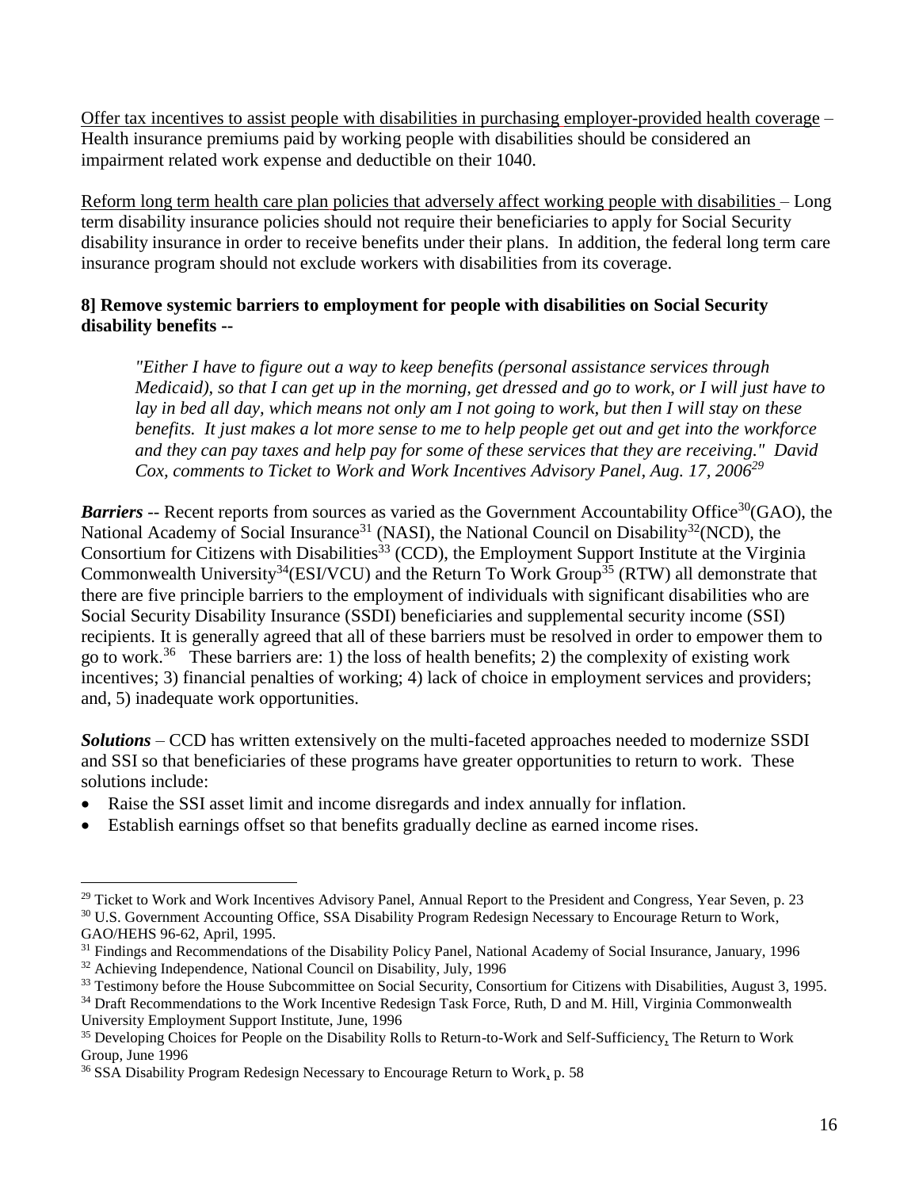Offer tax incentives to assist people with disabilities in purchasing employer-provided health coverage – Health insurance premiums paid by working people with disabilities should be considered an impairment related work expense and deductible on their 1040.

Reform long term health care plan policies that adversely affect working people with disabilities – Long term disability insurance policies should not require their beneficiaries to apply for Social Security disability insurance in order to receive benefits under their plans. In addition, the federal long term care insurance program should not exclude workers with disabilities from its coverage.

**8] Remove systemic barriers to employment for people with disabilities on Social Security disability benefits --**

> *"Either I have to figure out a way to keep benefits (personal assistance services through Medicaid), so that I can get up in the morning, get dressed and go to work, or I will just have to lay in bed all day, which means not only am I not going to work, but then I will stay on these benefits. It just makes a lot more sense to me to help people get out and get into the workforce and they can pay taxes and help pay for some of these services that they are receiving." David Cox, comments to Ticket to Work and Work Incentives Advisory Panel, Aug. 17, 2006*[29]

***Barriers*** -- Recent reports from sources as varied as the Government Accountability Office[30](GAO), the National Academy of Social Insurance[31] (NASI), the National Council on Disability[32](NCD), the Consortium for Citizens with Disabilities[33] (CCD), the Employment Support Institute at the Virginia Commonwealth University[34](ESI/VCU) and the Return To Work Group[35] (RTW) all demonstrate that there are five principle barriers to the employment of individuals with significant disabilities who are Social Security Disability Insurance (SSDI) beneficiaries and supplemental security income (SSI) recipients. It is generally agreed that all of these barriers must be resolved in order to empower them to go to work.[36] These barriers are: 1) the loss of health benefits; 2) the complexity of existing work incentives; 3) financial penalties of working; 4) lack of choice in employment services and providers; and, 5) inadequate work opportunities.

***Solutions*** – CCD has written extensively on the multi-faceted approaches needed to modernize SSDI and SSI so that beneficiaries of these programs have greater opportunities to return to work. These solutions include:

- Raise the SSI asset limit and income disregards and index annually for inflation.
- Establish earnings offset so that benefits gradually decline as earned income rises.

---

[29] Ticket to Work and Work Incentives Advisory Panel, Annual Report to the President and Congress, Year Seven, p. 23

[30] U.S. Government Accounting Office, SSA Disability Program Redesign Necessary to Encourage Return to Work, GAO/HEHS 96-62, April, 1995.

[31] Findings and Recommendations of the Disability Policy Panel, National Academy of Social Insurance, January, 1996

[32] Achieving Independence, National Council on Disability, July, 1996

[33] Testimony before the House Subcommittee on Social Security, Consortium for Citizens with Disabilities, August 3, 1995.

[34] Draft Recommendations to the Work Incentive Redesign Task Force, Ruth, D and M. Hill, Virginia Commonwealth University Employment Support Institute, June, 1996

[35] Developing Choices for People on the Disability Rolls to Return-to-Work and Self-Sufficiency, The Return to Work Group, June 1996

[36] SSA Disability Program Redesign Necessary to Encourage Return to Work, p. 58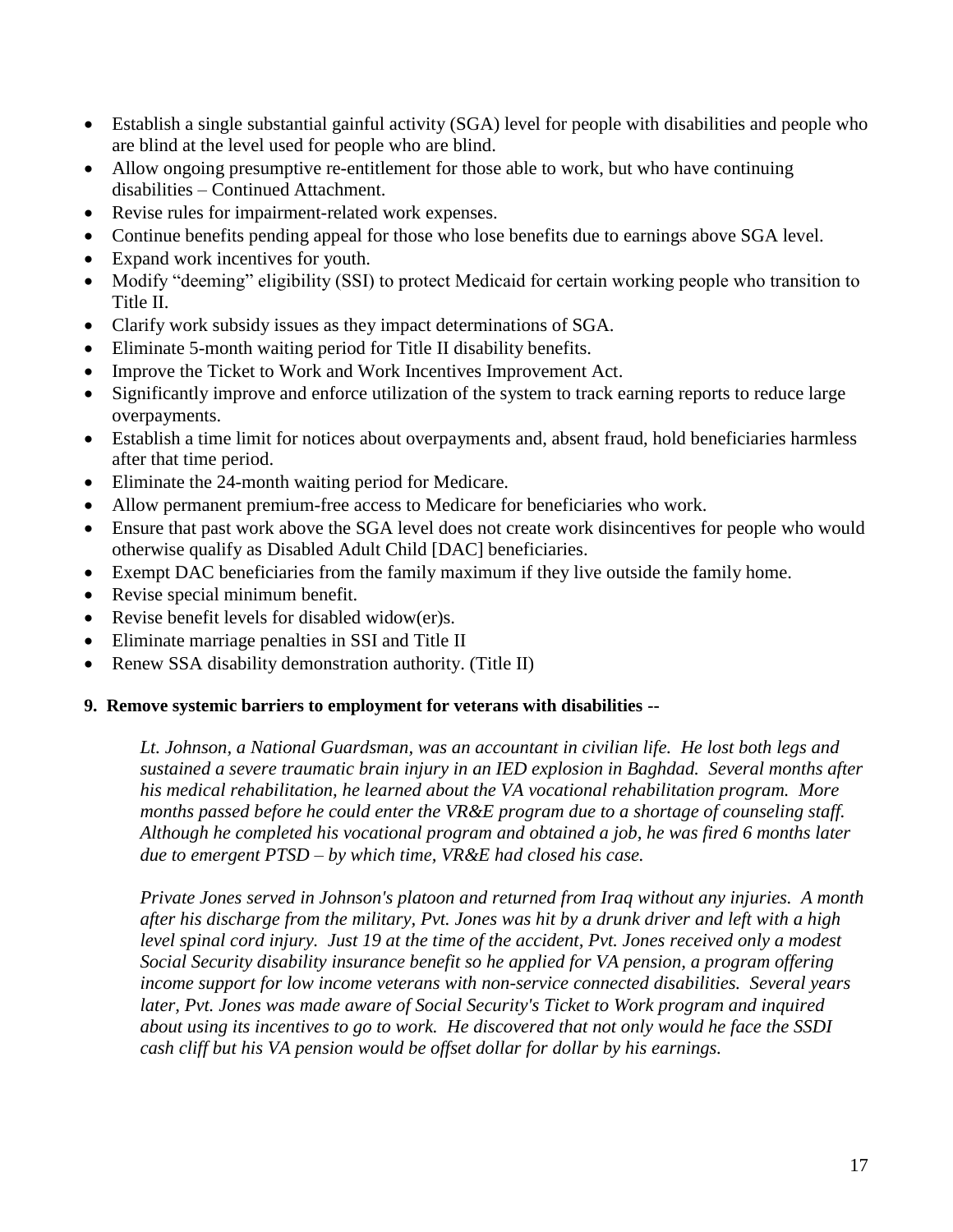- Establish a single substantial gainful activity (SGA) level for people with disabilities and people who are blind at the level used for people who are blind.
- Allow ongoing presumptive re-entitlement for those able to work, but who have continuing disabilities – Continued Attachment.
- Revise rules for impairment-related work expenses.
- Continue benefits pending appeal for those who lose benefits due to earnings above SGA level.
- Expand work incentives for youth.
- Modify "deeming" eligibility (SSI) to protect Medicaid for certain working people who transition to Title II.
- Clarify work subsidy issues as they impact determinations of SGA.
- Eliminate 5-month waiting period for Title II disability benefits.
- Improve the Ticket to Work and Work Incentives Improvement Act.
- Significantly improve and enforce utilization of the system to track earning reports to reduce large overpayments.
- Establish a time limit for notices about overpayments and, absent fraud, hold beneficiaries harmless after that time period.
- Eliminate the 24-month waiting period for Medicare.
- Allow permanent premium-free access to Medicare for beneficiaries who work.
- Ensure that past work above the SGA level does not create work disincentives for people who would otherwise qualify as Disabled Adult Child [DAC] beneficiaries.
- Exempt DAC beneficiaries from the family maximum if they live outside the family home.
- Revise special minimum benefit.
- Revise benefit levels for disabled widow(er)s.
- Eliminate marriage penalties in SSI and Title II
- Renew SSA disability demonstration authority. (Title II)

**9. Remove systemic barriers to employment for veterans with disabilities --**

> *Lt. Johnson, a National Guardsman, was an accountant in civilian life. He lost both legs and sustained a severe traumatic brain injury in an IED explosion in Baghdad. Several months after his medical rehabilitation, he learned about the VA vocational rehabilitation program. More months passed before he could enter the VR&E program due to a shortage of counseling staff. Although he completed his vocational program and obtained a job, he was fired 6 months later due to emergent PTSD – by which time, VR&E had closed his case.*
>
> *Private Jones served in Johnson's platoon and returned from Iraq without any injuries. A month after his discharge from the military, Pvt. Jones was hit by a drunk driver and left with a high level spinal cord injury. Just 19 at the time of the accident, Pvt. Jones received only a modest Social Security disability insurance benefit so he applied for VA pension, a program offering income support for low income veterans with non-service connected disabilities. Several years later, Pvt. Jones was made aware of Social Security's Ticket to Work program and inquired about using its incentives to go to work. He discovered that not only would he face the SSDI cash cliff but his VA pension would be offset dollar for dollar by his earnings.*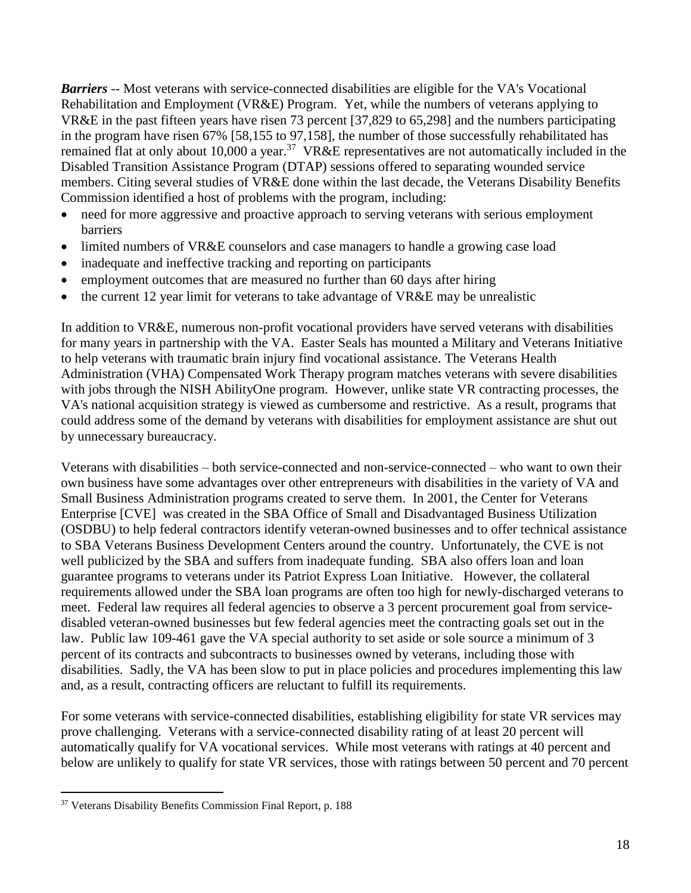***Barriers*** -- Most veterans with service-connected disabilities are eligible for the VA's Vocational Rehabilitation and Employment (VR&E) Program. Yet, while the numbers of veterans applying to VR&E in the past fifteen years have risen 73 percent [37,829 to 65,298] and the numbers participating in the program have risen 67% [58,155 to 97,158], the number of those successfully rehabilitated has remained flat at only about 10,000 a year.[37] VR&E representatives are not automatically included in the Disabled Transition Assistance Program (DTAP) sessions offered to separating wounded service members. Citing several studies of VR&E done within the last decade, the Veterans Disability Benefits Commission identified a host of problems with the program, including:

- need for more aggressive and proactive approach to serving veterans with serious employment barriers
- limited numbers of VR&E counselors and case managers to handle a growing case load
- inadequate and ineffective tracking and reporting on participants
- employment outcomes that are measured no further than 60 days after hiring
- the current 12 year limit for veterans to take advantage of VR&E may be unrealistic

In addition to VR&E, numerous non-profit vocational providers have served veterans with disabilities for many years in partnership with the VA. Easter Seals has mounted a Military and Veterans Initiative to help veterans with traumatic brain injury find vocational assistance. The Veterans Health Administration (VHA) Compensated Work Therapy program matches veterans with severe disabilities with jobs through the NISH AbilityOne program. However, unlike state VR contracting processes, the VA's national acquisition strategy is viewed as cumbersome and restrictive. As a result, programs that could address some of the demand by veterans with disabilities for employment assistance are shut out by unnecessary bureaucracy.

Veterans with disabilities – both service-connected and non-service-connected – who want to own their own business have some advantages over other entrepreneurs with disabilities in the variety of VA and Small Business Administration programs created to serve them. In 2001, the Center for Veterans Enterprise [CVE] was created in the SBA Office of Small and Disadvantaged Business Utilization (OSDBU) to help federal contractors identify veteran-owned businesses and to offer technical assistance to SBA Veterans Business Development Centers around the country. Unfortunately, the CVE is not well publicized by the SBA and suffers from inadequate funding. SBA also offers loan and loan guarantee programs to veterans under its Patriot Express Loan Initiative. However, the collateral requirements allowed under the SBA loan programs are often too high for newly-discharged veterans to meet. Federal law requires all federal agencies to observe a 3 percent procurement goal from service-disabled veteran-owned businesses but few federal agencies meet the contracting goals set out in the law. Public law 109-461 gave the VA special authority to set aside or sole source a minimum of 3 percent of its contracts and subcontracts to businesses owned by veterans, including those with disabilities. Sadly, the VA has been slow to put in place policies and procedures implementing this law and, as a result, contracting officers are reluctant to fulfill its requirements.

For some veterans with service-connected disabilities, establishing eligibility for state VR services may prove challenging. Veterans with a service-connected disability rating of at least 20 percent will automatically qualify for VA vocational services. While most veterans with ratings at 40 percent and below are unlikely to qualify for state VR services, those with ratings between 50 percent and 70 percent

[37] Veterans Disability Benefits Commission Final Report, p. 188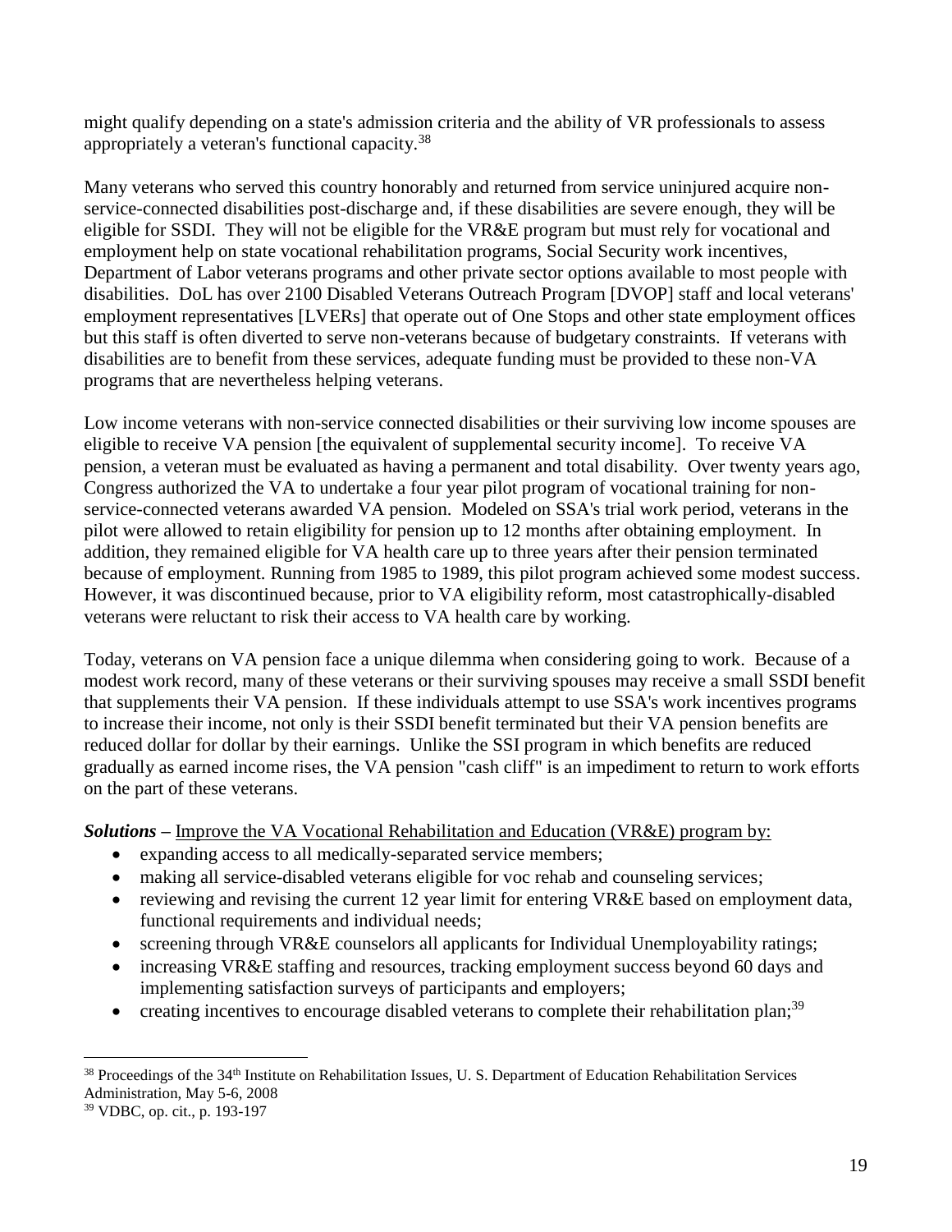might qualify depending on a state's admission criteria and the ability of VR professionals to assess appropriately a veteran's functional capacity.[38]

Many veterans who served this country honorably and returned from service uninjured acquire non-service-connected disabilities post-discharge and, if these disabilities are severe enough, they will be eligible for SSDI. They will not be eligible for the VR&E program but must rely for vocational and employment help on state vocational rehabilitation programs, Social Security work incentives, Department of Labor veterans programs and other private sector options available to most people with disabilities. DoL has over 2100 Disabled Veterans Outreach Program [DVOP] staff and local veterans' employment representatives [LVERs] that operate out of One Stops and other state employment offices but this staff is often diverted to serve non-veterans because of budgetary constraints. If veterans with disabilities are to benefit from these services, adequate funding must be provided to these non-VA programs that are nevertheless helping veterans.

Low income veterans with non-service connected disabilities or their surviving low income spouses are eligible to receive VA pension [the equivalent of supplemental security income]. To receive VA pension, a veteran must be evaluated as having a permanent and total disability. Over twenty years ago, Congress authorized the VA to undertake a four year pilot program of vocational training for non-service-connected veterans awarded VA pension. Modeled on SSA's trial work period, veterans in the pilot were allowed to retain eligibility for pension up to 12 months after obtaining employment. In addition, they remained eligible for VA health care up to three years after their pension terminated because of employment. Running from 1985 to 1989, this pilot program achieved some modest success. However, it was discontinued because, prior to VA eligibility reform, most catastrophically-disabled veterans were reluctant to risk their access to VA health care by working.

Today, veterans on VA pension face a unique dilemma when considering going to work. Because of a modest work record, many of these veterans or their surviving spouses may receive a small SSDI benefit that supplements their VA pension. If these individuals attempt to use SSA's work incentives programs to increase their income, not only is their SSDI benefit terminated but their VA pension benefits are reduced dollar for dollar by their earnings. Unlike the SSI program in which benefits are reduced gradually as earned income rises, the VA pension "cash cliff" is an impediment to return to work efforts on the part of these veterans.

***Solutions*** – <u>Improve the VA Vocational Rehabilitation and Education (VR&E) program by:</u>

- expanding access to all medically-separated service members;
- making all service-disabled veterans eligible for voc rehab and counseling services;
- reviewing and revising the current 12 year limit for entering VR&E based on employment data, functional requirements and individual needs;
- screening through VR&E counselors all applicants for Individual Unemployability ratings;
- increasing VR&E staffing and resources, tracking employment success beyond 60 days and implementing satisfaction surveys of participants and employers;
- creating incentives to encourage disabled veterans to complete their rehabilitation plan;[39]

---

[38] Proceedings of the 34th Institute on Rehabilitation Issues, U. S. Department of Education Rehabilitation Services Administration, May 5-6, 2008

[39] VDBC, op. cit., p. 193-197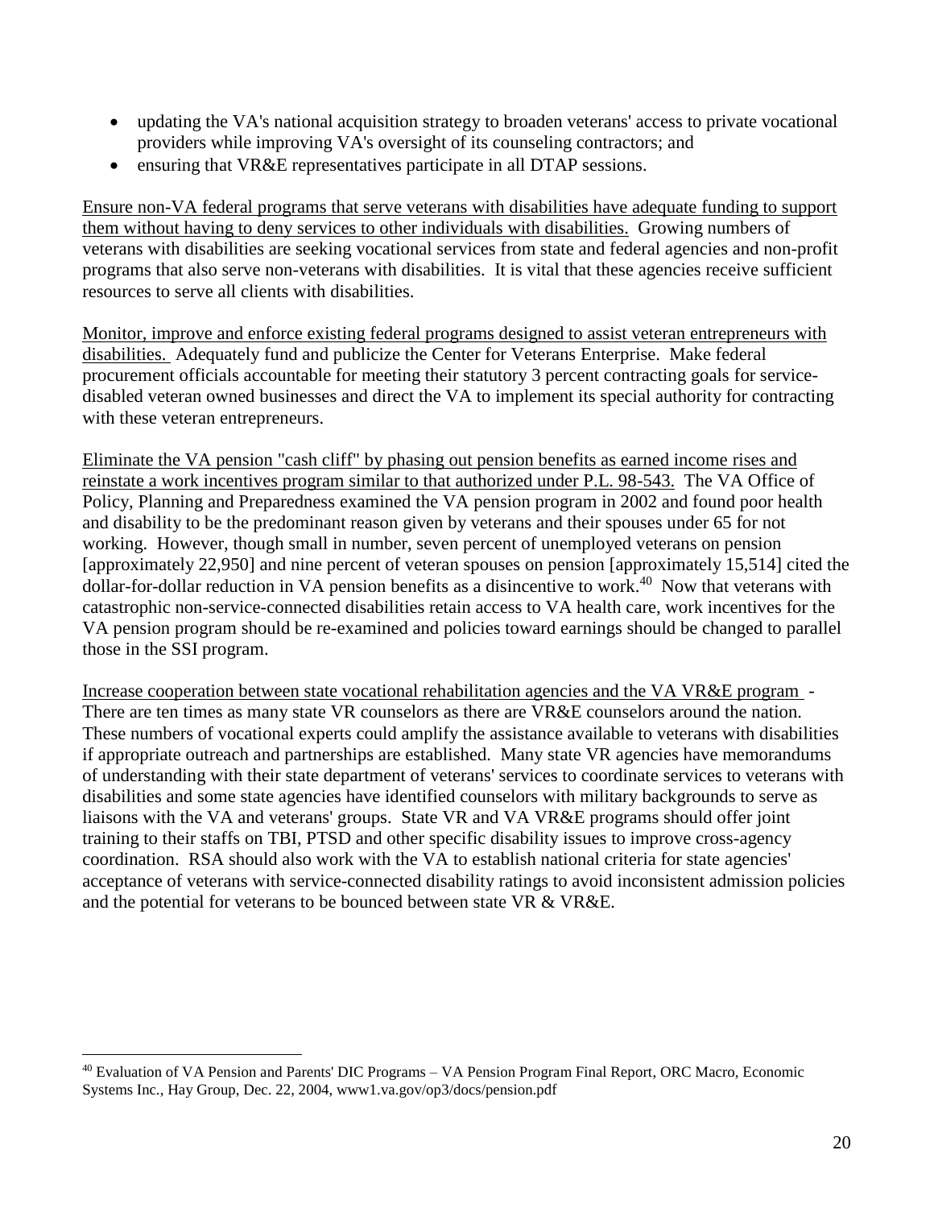- updating the VA's national acquisition strategy to broaden veterans' access to private vocational providers while improving VA's oversight of its counseling contractors; and
- ensuring that VR&E representatives participate in all DTAP sessions.

<u>Ensure non-VA federal programs that serve veterans with disabilities have adequate funding to support them without having to deny services to other individuals with disabilities.</u> Growing numbers of veterans with disabilities are seeking vocational services from state and federal agencies and non-profit programs that also serve non-veterans with disabilities. It is vital that these agencies receive sufficient resources to serve all clients with disabilities.

<u>Monitor, improve and enforce existing federal programs designed to assist veteran entrepreneurs with disabilities.</u> Adequately fund and publicize the Center for Veterans Enterprise. Make federal procurement officials accountable for meeting their statutory 3 percent contracting goals for service-disabled veteran owned businesses and direct the VA to implement its special authority for contracting with these veteran entrepreneurs.

<u>Eliminate the VA pension "cash cliff" by phasing out pension benefits as earned income rises and reinstate a work incentives program similar to that authorized under P.L. 98-543.</u> The VA Office of Policy, Planning and Preparedness examined the VA pension program in 2002 and found poor health and disability to be the predominant reason given by veterans and their spouses under 65 for not working. However, though small in number, seven percent of unemployed veterans on pension [approximately 22,950] and nine percent of veteran spouses on pension [approximately 15,514] cited the dollar-for-dollar reduction in VA pension benefits as a disincentive to work.[40] Now that veterans with catastrophic non-service-connected disabilities retain access to VA health care, work incentives for the VA pension program should be re-examined and policies toward earnings should be changed to parallel those in the SSI program.

<u>Increase cooperation between state vocational rehabilitation agencies and the VA VR&E program</u> - There are ten times as many state VR counselors as there are VR&E counselors around the nation. These numbers of vocational experts could amplify the assistance available to veterans with disabilities if appropriate outreach and partnerships are established. Many state VR agencies have memorandums of understanding with their state department of veterans' services to coordinate services to veterans with disabilities and some state agencies have identified counselors with military backgrounds to serve as liaisons with the VA and veterans' groups. State VR and VA VR&E programs should offer joint training to their staffs on TBI, PTSD and other specific disability issues to improve cross-agency coordination. RSA should also work with the VA to establish national criteria for state agencies' acceptance of veterans with service-connected disability ratings to avoid inconsistent admission policies and the potential for veterans to be bounced between state VR & VR&E.

---

[40] Evaluation of VA Pension and Parents' DIC Programs – VA Pension Program Final Report, ORC Macro, Economic Systems Inc., Hay Group, Dec. 22, 2004, www1.va.gov/op3/docs/pension.pdf